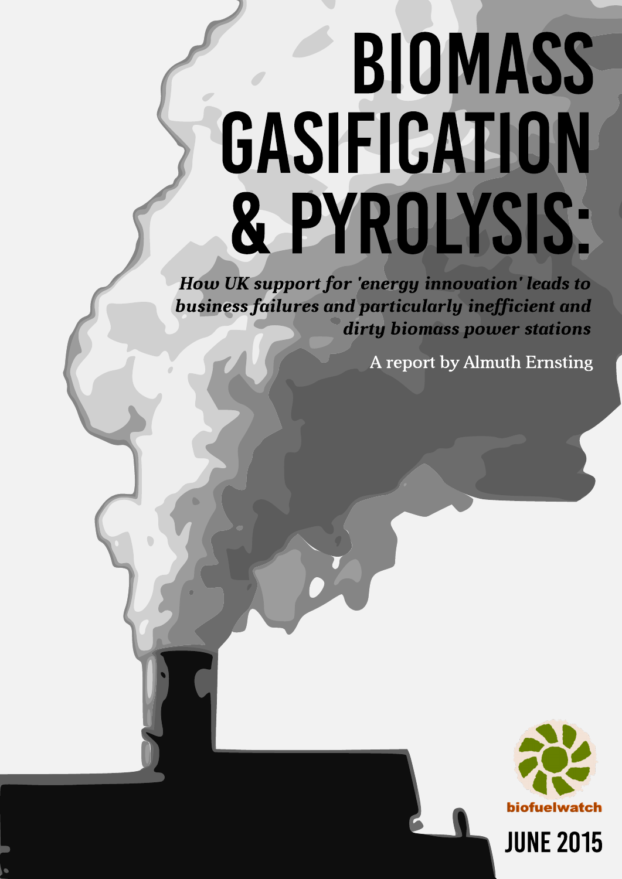# BIOMASS GASIFICATION & PYROLYSIS:

***How UK support for 'energy innovation' leads to business failures and particularly inefficient and dirty biomass power stations***

A report by Almuth Ernsting

biofuelwatch

JUNE 2015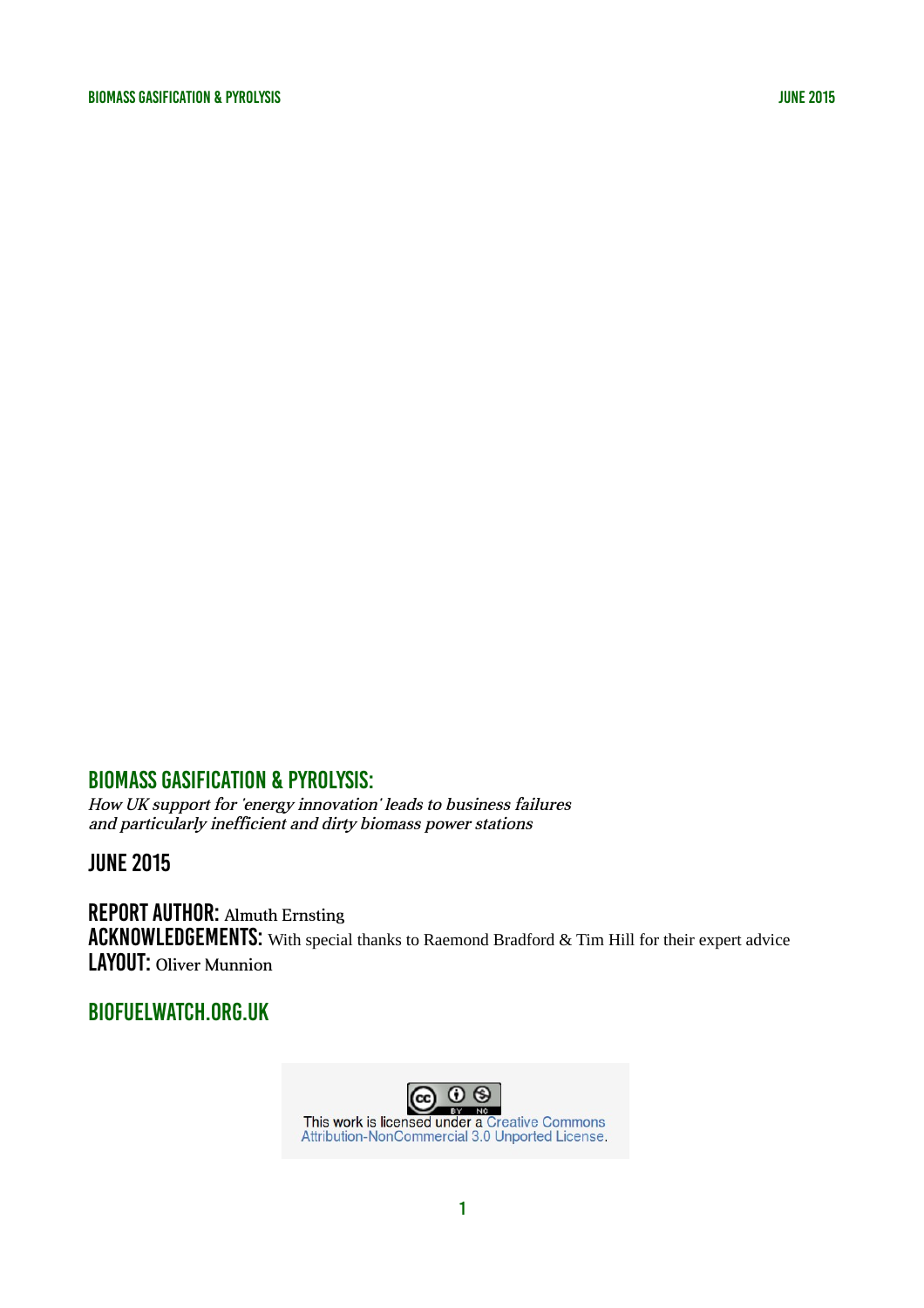# BIOMASS GASIFICATION & PYROLYSIS:

*How UK support for 'energy innovation' leads to business failures and particularly inefficient and dirty biomass power stations*

## JUNE 2015

**REPORT AUTHOR:** Almuth Ernsting
**ACKNOWLEDGEMENTS:** With special thanks to Raemond Bradford & Tim Hill for their expert advice
**LAYOUT:** Oliver Munnion

## BIOFUELWATCH.ORG.UK

This work is licensed under a Creative Commons Attribution-NonCommercial 3.0 Unported License.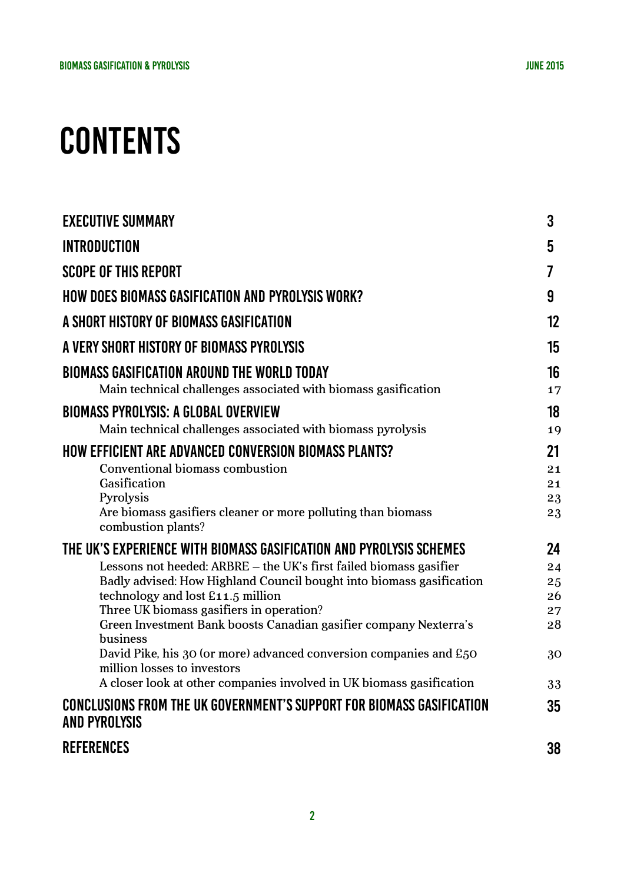# CONTENTS

| | |
|---|---|
| **EXECUTIVE SUMMARY** | **3** |
| **INTRODUCTION** | **5** |
| **SCOPE OF THIS REPORT** | **7** |
| **HOW DOES BIOMASS GASIFICATION AND PYROLYSIS WORK?** | **9** |
| **A SHORT HISTORY OF BIOMASS GASIFICATION** | **12** |
| **A VERY SHORT HISTORY OF BIOMASS PYROLYSIS** | **15** |
| **BIOMASS GASIFICATION AROUND THE WORLD TODAY** | **16** |
| Main technical challenges associated with biomass gasification | 17 |
| **BIOMASS PYROLYSIS: A GLOBAL OVERVIEW** | **18** |
| Main technical challenges associated with biomass pyrolysis | 19 |
| **HOW EFFICIENT ARE ADVANCED CONVERSION BIOMASS PLANTS?** | **21** |
| Conventional biomass combustion | 21 |
| Gasification | 21 |
| Pyrolysis | 23 |
| Are biomass gasifiers cleaner or more polluting than biomass combustion plants? | 23 |
| **THE UK'S EXPERIENCE WITH BIOMASS GASIFICATION AND PYROLYSIS SCHEMES** | **24** |
| Lessons not heeded: ARBRE – the UK's first failed biomass gasifier | 24 |
| Badly advised: How Highland Council bought into biomass gasification technology and lost £11.5 million | 25 26 |
| Three UK biomass gasifiers in operation? | 27 |
| Green Investment Bank boosts Canadian gasifier company Nexterra's business | 28 |
| David Pike, his 30 (or more) advanced conversion companies and £50 million losses to investors | 30 |
| A closer look at other companies involved in UK biomass gasification | 33 |
| **CONCLUSIONS FROM THE UK GOVERNMENT'S SUPPORT FOR BIOMASS GASIFICATION AND PYROLYSIS** | **35** |
| **REFERENCES** | **38** |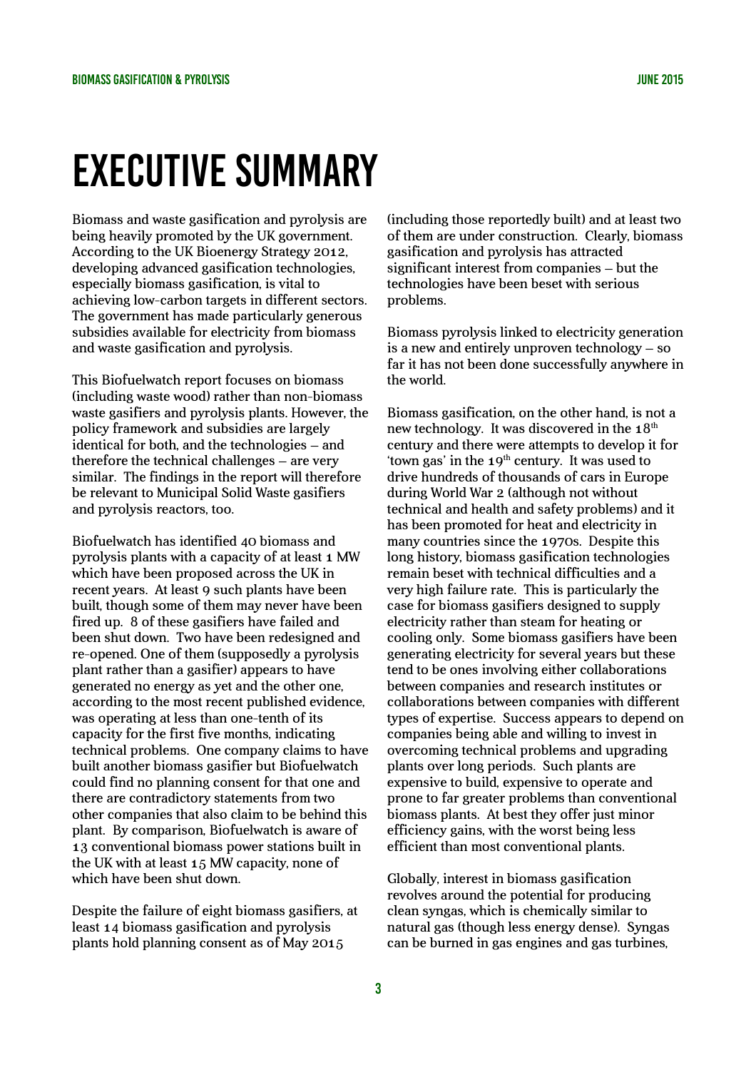# EXECUTIVE SUMMARY

Biomass and waste gasification and pyrolysis are being heavily promoted by the UK government. According to the UK Bioenergy Strategy 2012, developing advanced gasification technologies, especially biomass gasification, is vital to achieving low-carbon targets in different sectors. The government has made particularly generous subsidies available for electricity from biomass and waste gasification and pyrolysis.

This Biofuelwatch report focuses on biomass (including waste wood) rather than non-biomass waste gasifiers and pyrolysis plants. However, the policy framework and subsidies are largely identical for both, and the technologies – and therefore the technical challenges – are very similar. The findings in the report will therefore be relevant to Municipal Solid Waste gasifiers and pyrolysis reactors, too.

Biofuelwatch has identified 40 biomass and pyrolysis plants with a capacity of at least 1 MW which have been proposed across the UK in recent years. At least 9 such plants have been built, though some of them may never have been fired up. 8 of these gasifiers have failed and been shut down. Two have been redesigned and re-opened. One of them (supposedly a pyrolysis plant rather than a gasifier) appears to have generated no energy as yet and the other one, according to the most recent published evidence, was operating at less than one-tenth of its capacity for the first five months, indicating technical problems. One company claims to have built another biomass gasifier but Biofuelwatch could find no planning consent for that one and there are contradictory statements from two other companies that also claim to be behind this plant. By comparison, Biofuelwatch is aware of 13 conventional biomass power stations built in the UK with at least 15 MW capacity, none of which have been shut down.

Despite the failure of eight biomass gasifiers, at least 14 biomass gasification and pyrolysis plants hold planning consent as of May 2015 (including those reportedly built) and at least two of them are under construction. Clearly, biomass gasification and pyrolysis has attracted significant interest from companies – but the technologies have been beset with serious problems.

Biomass pyrolysis linked to electricity generation is a new and entirely unproven technology – so far it has not been done successfully anywhere in the world.

Biomass gasification, on the other hand, is not a new technology. It was discovered in the 18th century and there were attempts to develop it for 'town gas' in the 19th century. It was used to drive hundreds of thousands of cars in Europe during World War 2 (although not without technical and health and safety problems) and it has been promoted for heat and electricity in many countries since the 1970s. Despite this long history, biomass gasification technologies remain beset with technical difficulties and a very high failure rate. This is particularly the case for biomass gasifiers designed to supply electricity rather than steam for heating or cooling only. Some biomass gasifiers have been generating electricity for several years but these tend to be ones involving either collaborations between companies and research institutes or collaborations between companies with different types of expertise. Success appears to depend on companies being able and willing to invest in overcoming technical problems and upgrading plants over long periods. Such plants are expensive to build, expensive to operate and prone to far greater problems than conventional biomass plants. At best they offer just minor efficiency gains, with the worst being less efficient than most conventional plants.

Globally, interest in biomass gasification revolves around the potential for producing clean syngas, which is chemically similar to natural gas (though less energy dense). Syngas can be burned in gas engines and gas turbines,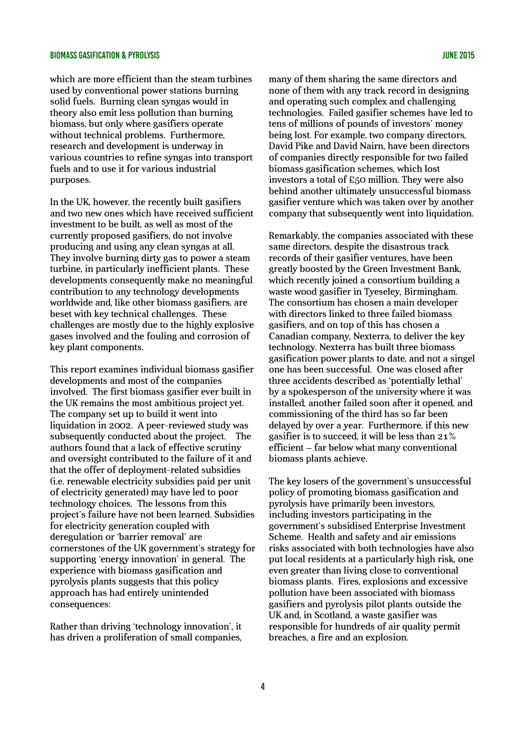which are more efficient than the steam turbines used by conventional power stations burning solid fuels. Burning clean syngas would in theory also emit less pollution than burning biomass, but only where gasifiers operate without technical problems. Furthermore, research and development is underway in various countries to refine syngas into transport fuels and to use it for various industrial purposes.

In the UK, however, the recently built gasifiers and two new ones which have received sufficient investment to be built, as well as most of the currently proposed gasifiers, do not involve producing and using any clean syngas at all. They involve burning dirty gas to power a steam turbine, in particularly inefficient plants. These developments consequently make no meaningful contribution to any technology developments worldwide and, like other biomass gasifiers, are beset with key technical challenges. These challenges are mostly due to the highly explosive gases involved and the fouling and corrosion of key plant components.

This report examines individual biomass gasifier developments and most of the companies involved. The first biomass gasifier ever built in the UK remains the most ambitious project yet. The company set up to build it went into liquidation in 2002. A peer-reviewed study was subsequently conducted about the project. The authors found that a lack of effective scrutiny and oversight contributed to the failure of it and that the offer of deployment-related subsidies (i.e. renewable electricity subsidies paid per unit of electricity generated) may have led to poor technology choices. The lessons from this project's failure have not been learned. Subsidies for electricity generation coupled with deregulation or 'barrier removal' are cornerstones of the UK government's strategy for supporting 'energy innovation' in general. The experience with biomass gasification and pyrolysis plants suggests that this policy approach has had entirely unintended consequences:

Rather than driving 'technology innovation', it has driven a proliferation of small companies, many of them sharing the same directors and none of them with any track record in designing and operating such complex and challenging technologies. Failed gasifier schemes have led to tens of millions of pounds of investors' money being lost. For example, two company directors, David Pike and David Nairn, have been directors of companies directly responsible for two failed biomass gasification schemes, which lost investors a total of £50 million. They were also behind another ultimately unsuccessful biomass gasifier venture which was taken over by another company that subsequently went into liquidation.

Remarkably, the companies associated with these same directors, despite the disastrous track records of their gasifier ventures, have been greatly boosted by the Green Investment Bank, which recently joined a consortium building a waste wood gasifier in Tyeseley, Birmingham. The consortium has chosen a main developer with directors linked to three failed biomass gasifiers, and on top of this has chosen a Canadian company, Nexterra, to deliver the key technology. Nexterra has built three biomass gasification power plants to date, and not a singel one has been successful. One was closed after three accidents described as 'potentially lethal' by a spokesperson of the university where it was installed, another failed soon after it opened, and commissioning of the third has so far been delayed by over a year. Furthermore, if this new gasifier is to succeed, it will be less than 21% efficient – far below what many conventional biomass plants achieve.

The key losers of the government's unsuccessful policy of promoting biomass gasification and pyrolysis have primarily been investors, including investors participating in the government's subsidised Enterprise Investment Scheme. Health and safety and air emissions risks associated with both technologies have also put local residents at a particularly high risk, one even greater than living close to conventional biomass plants. Fires, explosions and excessive pollution have been associated with biomass gasifiers and pyrolysis pilot plants outside the UK and, in Scotland, a waste gasifier was responsible for hundreds of air quality permit breaches, a fire and an explosion.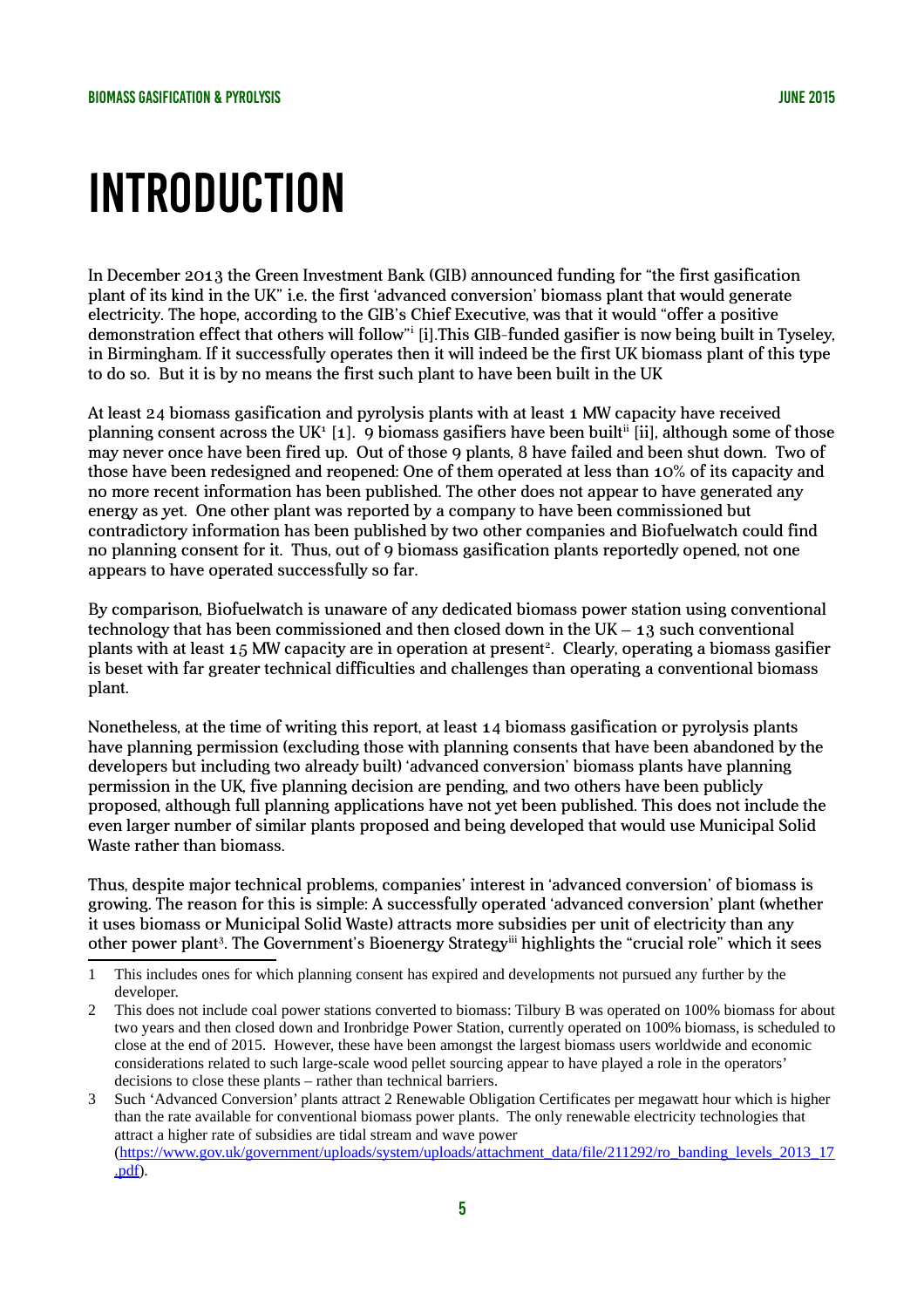# INTRODUCTION

In December 2013 the Green Investment Bank (GIB) announced funding for "the first gasification plant of its kind in the UK" i.e. the first 'advanced conversion' biomass plant that would generate electricity. The hope, according to the GIB's Chief Executive, was that it would "offer a positive demonstration effect that others will follow"[i] [i].This GIB-funded gasifier is now being built in Tyseley, in Birmingham. If it successfully operates then it will indeed be the first UK biomass plant of this type to do so. But it is by no means the first such plant to have been built in the UK

At least 24 biomass gasification and pyrolysis plants with at least 1 MW capacity have received planning consent across the UK[1] [1]. 9 biomass gasifiers have been built[ii] [ii], although some of those may never once have been fired up. Out of those 9 plants, 8 have failed and been shut down. Two of those have been redesigned and reopened: One of them operated at less than 10% of its capacity and no more recent information has been published. The other does not appear to have generated any energy as yet. One other plant was reported by a company to have been commissioned but contradictory information has been published by two other companies and Biofuelwatch could find no planning consent for it. Thus, out of 9 biomass gasification plants reportedly opened, not one appears to have operated successfully so far.

By comparison, Biofuelwatch is unaware of any dedicated biomass power station using conventional technology that has been commissioned and then closed down in the UK – 13 such conventional plants with at least 15 MW capacity are in operation at present[2]. Clearly, operating a biomass gasifier is beset with far greater technical difficulties and challenges than operating a conventional biomass plant.

Nonetheless, at the time of writing this report, at least 14 biomass gasification or pyrolysis plants have planning permission (excluding those with planning consents that have been abandoned by the developers but including two already built) 'advanced conversion' biomass plants have planning permission in the UK, five planning decision are pending, and two others have been publicly proposed, although full planning applications have not yet been published. This does not include the even larger number of similar plants proposed and being developed that would use Municipal Solid Waste rather than biomass.

Thus, despite major technical problems, companies' interest in 'advanced conversion' of biomass is growing. The reason for this is simple: A successfully operated 'advanced conversion' plant (whether it uses biomass or Municipal Solid Waste) attracts more subsidies per unit of electricity than any other power plant[3]. The Government's Bioenergy Strategy[iii] highlights the "crucial role" which it sees

---

1 This includes ones for which planning consent has expired and developments not pursued any further by the developer.

2 This does not include coal power stations converted to biomass: Tilbury B was operated on 100% biomass for about two years and then closed down and Ironbridge Power Station, currently operated on 100% biomass, is scheduled to close at the end of 2015. However, these have been amongst the largest biomass users worldwide and economic considerations related to such large-scale wood pellet sourcing appear to have played a role in the operators' decisions to close these plants – rather than technical barriers.

3 Such 'Advanced Conversion' plants attract 2 Renewable Obligation Certificates per megawatt hour which is higher than the rate available for conventional biomass power plants. The only renewable electricity technologies that attract a higher rate of subsidies are tidal stream and wave power (https://www.gov.uk/government/uploads/system/uploads/attachment_data/file/211292/ro_banding_levels_2013_17.pdf).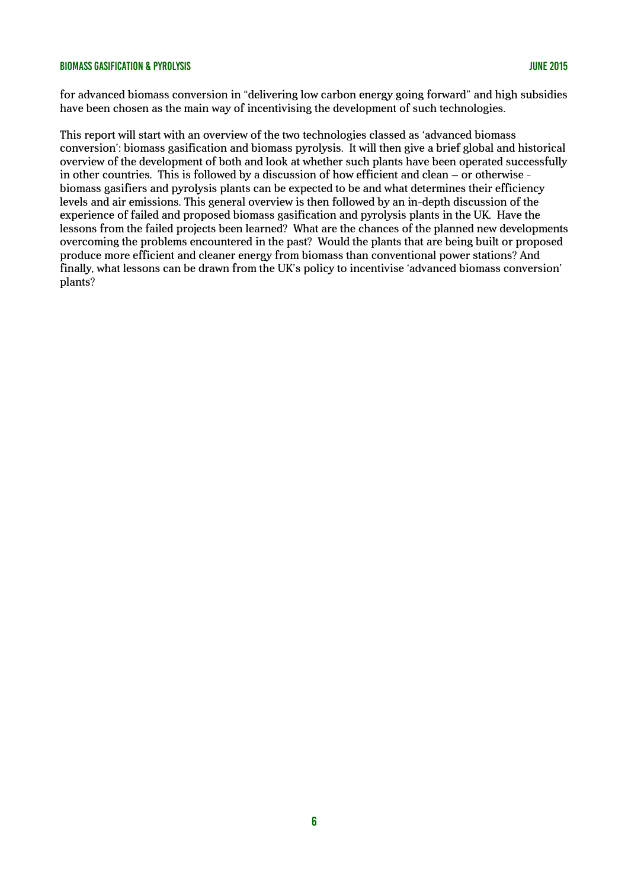for advanced biomass conversion in "delivering low carbon energy going forward" and high subsidies have been chosen as the main way of incentivising the development of such technologies.

This report will start with an overview of the two technologies classed as 'advanced biomass conversion': biomass gasification and biomass pyrolysis. It will then give a brief global and historical overview of the development of both and look at whether such plants have been operated successfully in other countries. This is followed by a discussion of how efficient and clean – or otherwise - biomass gasifiers and pyrolysis plants can be expected to be and what determines their efficiency levels and air emissions. This general overview is then followed by an in-depth discussion of the experience of failed and proposed biomass gasification and pyrolysis plants in the UK. Have the lessons from the failed projects been learned? What are the chances of the planned new developments overcoming the problems encountered in the past? Would the plants that are being built or proposed produce more efficient and cleaner energy from biomass than conventional power stations? And finally, what lessons can be drawn from the UK's policy to incentivise 'advanced biomass conversion' plants?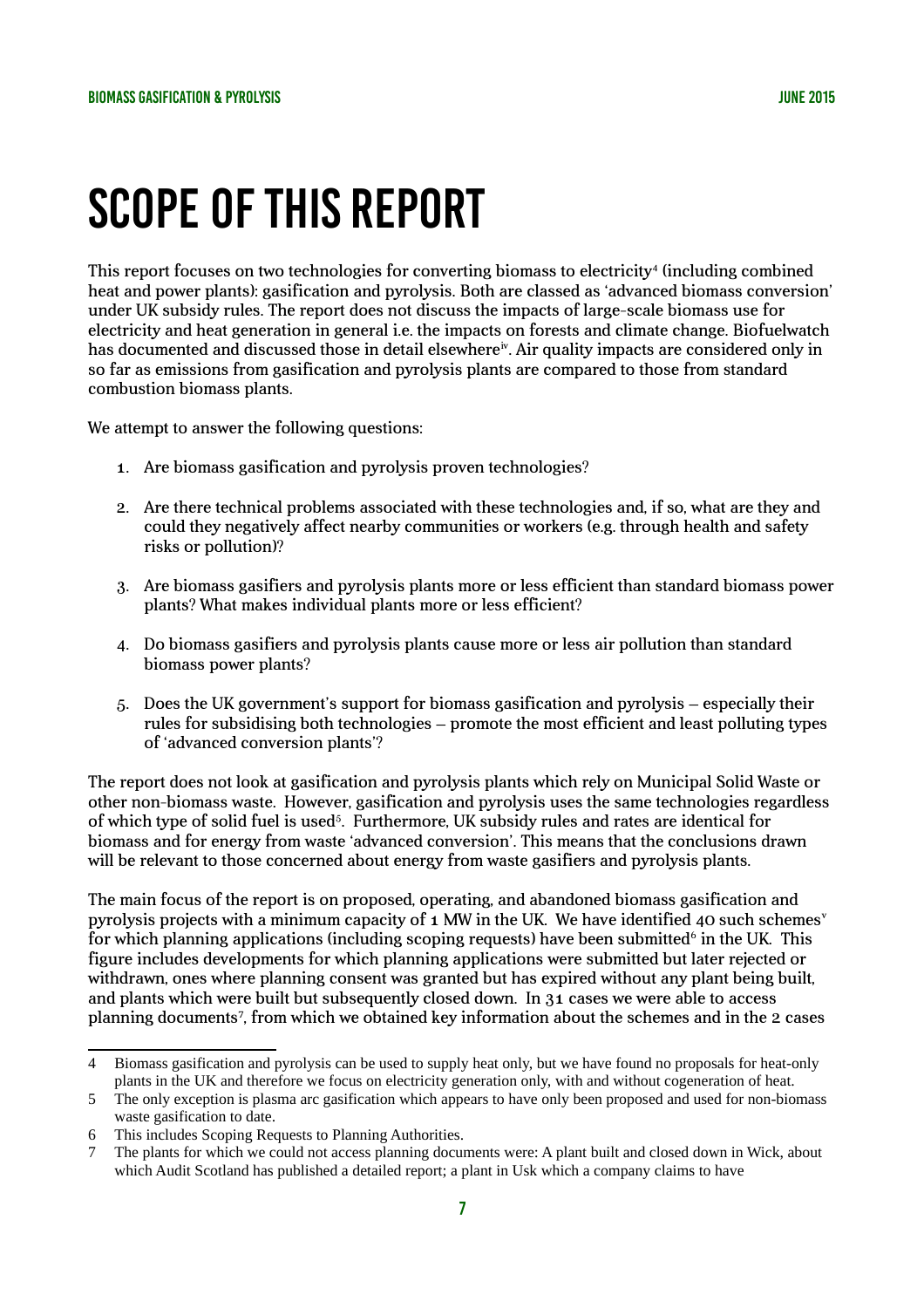# SCOPE OF THIS REPORT

This report focuses on two technologies for converting biomass to electricity[4] (including combined heat and power plants): gasification and pyrolysis. Both are classed as 'advanced biomass conversion' under UK subsidy rules. The report does not discuss the impacts of large-scale biomass use for electricity and heat generation in general i.e. the impacts on forests and climate change. Biofuelwatch has documented and discussed those in detail elsewhere[iv]. Air quality impacts are considered only in so far as emissions from gasification and pyrolysis plants are compared to those from standard combustion biomass plants.

We attempt to answer the following questions:

1. Are biomass gasification and pyrolysis proven technologies?

2. Are there technical problems associated with these technologies and, if so, what are they and could they negatively affect nearby communities or workers (e.g. through health and safety risks or pollution)?

3. Are biomass gasifiers and pyrolysis plants more or less efficient than standard biomass power plants? What makes individual plants more or less efficient?

4. Do biomass gasifiers and pyrolysis plants cause more or less air pollution than standard biomass power plants?

5. Does the UK government's support for biomass gasification and pyrolysis – especially their rules for subsidising both technologies – promote the most efficient and least polluting types of 'advanced conversion plants'?

The report does not look at gasification and pyrolysis plants which rely on Municipal Solid Waste or other non-biomass waste. However, gasification and pyrolysis uses the same technologies regardless of which type of solid fuel is used[5]. Furthermore, UK subsidy rules and rates are identical for biomass and for energy from waste 'advanced conversion'. This means that the conclusions drawn will be relevant to those concerned about energy from waste gasifiers and pyrolysis plants.

The main focus of the report is on proposed, operating, and abandoned biomass gasification and pyrolysis projects with a minimum capacity of 1 MW in the UK. We have identified 40 such schemes[v] for which planning applications (including scoping requests) have been submitted[6] in the UK. This figure includes developments for which planning applications were submitted but later rejected or withdrawn, ones where planning consent was granted but has expired without any plant being built, and plants which were built but subsequently closed down. In 31 cases we were able to access planning documents[7], from which we obtained key information about the schemes and in the 2 cases

---

4 Biomass gasification and pyrolysis can be used to supply heat only, but we have found no proposals for heat-only plants in the UK and therefore we focus on electricity generation only, with and without cogeneration of heat.

5 The only exception is plasma arc gasification which appears to have only been proposed and used for non-biomass waste gasification to date.

6 This includes Scoping Requests to Planning Authorities.

7 The plants for which we could not access planning documents were: A plant built and closed down in Wick, about which Audit Scotland has published a detailed report; a plant in Usk which a company claims to have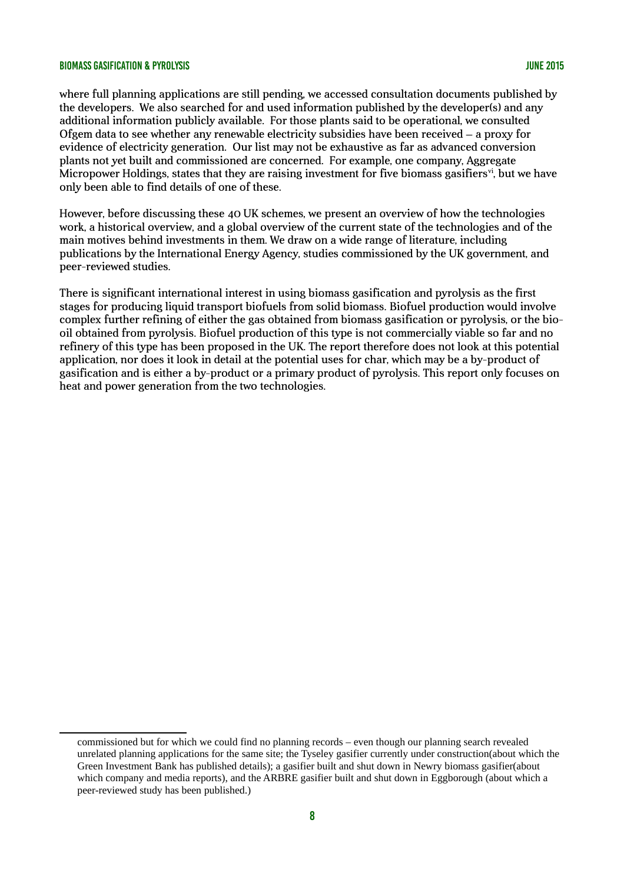where full planning applications are still pending, we accessed consultation documents published by the developers. We also searched for and used information published by the developer(s) and any additional information publicly available. For those plants said to be operational, we consulted Ofgem data to see whether any renewable electricity subsidies have been received – a proxy for evidence of electricity generation. Our list may not be exhaustive as far as advanced conversion plants not yet built and commissioned are concerned. For example, one company, Aggregate Micropower Holdings, states that they are raising investment for five biomass gasifiers[vi], but we have only been able to find details of one of these.

However, before discussing these 40 UK schemes, we present an overview of how the technologies work, a historical overview, and a global overview of the current state of the technologies and of the main motives behind investments in them. We draw on a wide range of literature, including publications by the International Energy Agency, studies commissioned by the UK government, and peer-reviewed studies.

There is significant international interest in using biomass gasification and pyrolysis as the first stages for producing liquid transport biofuels from solid biomass. Biofuel production would involve complex further refining of either the gas obtained from biomass gasification or pyrolysis, or the bio-oil obtained from pyrolysis. Biofuel production of this type is not commercially viable so far and no refinery of this type has been proposed in the UK. The report therefore does not look at this potential application, nor does it look in detail at the potential uses for char, which may be a by-product of gasification and is either a by-product or a primary product of pyrolysis. This report only focuses on heat and power generation from the two technologies.

---

commissioned but for which we could find no planning records – even though our planning search revealed unrelated planning applications for the same site; the Tyseley gasifier currently under construction(about which the Green Investment Bank has published details); a gasifier built and shut down in Newry biomass gasifier(about which company and media reports), and the ARBRE gasifier built and shut down in Eggborough (about which a peer-reviewed study has been published.)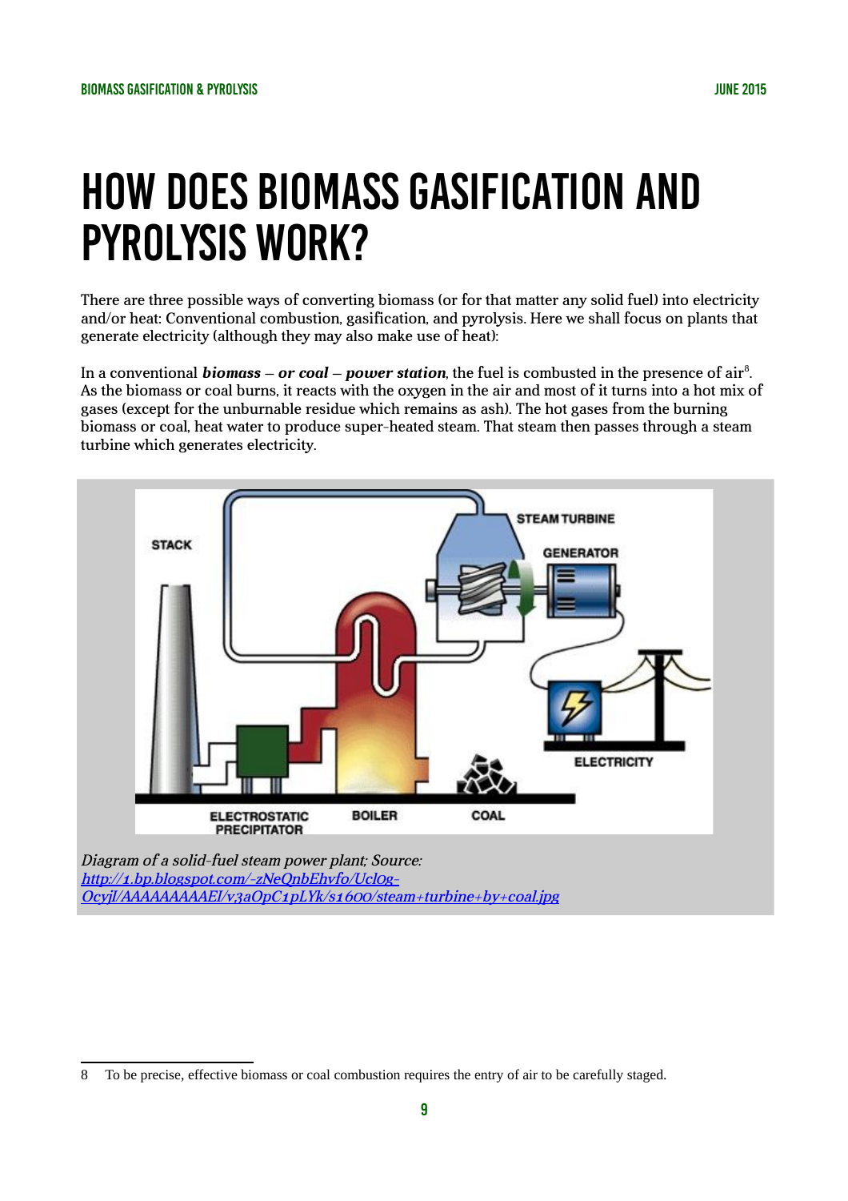# HOW DOES BIOMASS GASIFICATION AND PYROLYSIS WORK?

There are three possible ways of converting biomass (or for that matter any solid fuel) into electricity and/or heat: Conventional combustion, gasification, and pyrolysis. Here we shall focus on plants that generate electricity (although they may also make use of heat):

In a conventional ***biomass – or coal – power station***, the fuel is combusted in the presence of air[8]. As the biomass or coal burns, it reacts with the oxygen in the air and most of it turns into a hot mix of gases (except for the unburnable residue which remains as ash). The hot gases from the burning biomass or coal, heat water to produce super-heated steam. That steam then passes through a steam turbine which generates electricity.

*Diagram of a solid-fuel steam power plant; Source: [http://1.bp.blogspot.com/-zNeQnbEhvfo/Ucl0g-Ocyjl/AAAAAAAAAEI/v3aOpC1pLYk/s1600/steam+turbine+by+coal.jpg](http://1.bp.blogspot.com/-zNeQnbEhvfo/Ucl0g-Ocyjl/AAAAAAAAAEI/v3aOpC1pLYk/s1600/steam+turbine+by+coal.jpg)*

8 To be precise, effective biomass or coal combustion requires the entry of air to be carefully staged.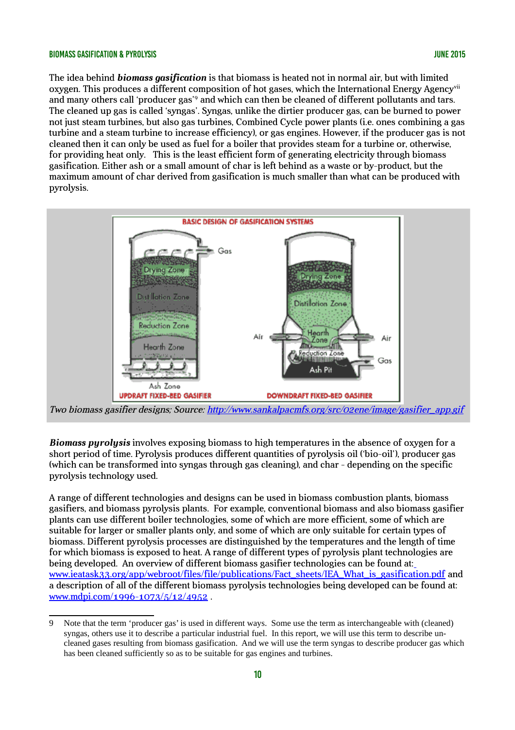The idea behind ***biomass gasification*** is that biomass is heated not in normal air, but with limited oxygen. This produces a different composition of hot gases, which the International Energy Agency[vii] and many others call 'producer gas'[9] and which can then be cleaned of different pollutants and tars. The cleaned up gas is called 'syngas'. Syngas, unlike the dirtier producer gas, can be burned to power not just steam turbines, but also gas turbines, Combined Cycle power plants (i.e. ones combining a gas turbine and a steam turbine to increase efficiency), or gas engines. However, if the producer gas is not cleaned then it can only be used as fuel for a boiler that provides steam for a turbine or, otherwise, for providing heat only. This is the least efficient form of generating electricity through biomass gasification. Either ash or a small amount of char is left behind as a waste or by-product, but the maximum amount of char derived from gasification is much smaller than what can be produced with pyrolysis.

*Two biomass gasifier designs; Source: http://www.sankalpacmfs.org/src/02ene/image/gasifier_app.gif*

***Biomass pyrolysis*** involves exposing biomass to high temperatures in the absence of oxygen for a short period of time. Pyrolysis produces different quantities of pyrolysis oil ('bio-oil'), producer gas (which can be transformed into syngas through gas cleaning), and char - depending on the specific pyrolysis technology used.

A range of different technologies and designs can be used in biomass combustion plants, biomass gasifiers, and biomass pyrolysis plants. For example, conventional biomass and also biomass gasifier plants can use different boiler technologies, some of which are more efficient, some of which are suitable for larger or smaller plants only, and some of which are only suitable for certain types of biomass. Different pyrolysis processes are distinguished by the temperatures and the length of time for which biomass is exposed to heat. A range of different types of pyrolysis plant technologies are being developed. An overview of different biomass gasifier technologies can be found at: www.ieatask33.org/app/webroot/files/file/publications/Fact_sheets/IEA_What_is_gasification.pdf and a description of all of the different biomass pyrolysis technologies being developed can be found at: www.mdpi.com/1996-1073/5/12/4952 .

9 Note that the term 'producer gas' is used in different ways. Some use the term as interchangeable with (cleaned) syngas, others use it to describe a particular industrial fuel. In this report, we will use this term to describe un-cleaned gases resulting from biomass gasification. And we will use the term syngas to describe producer gas which has been cleaned sufficiently so as to be suitable for gas engines and turbines.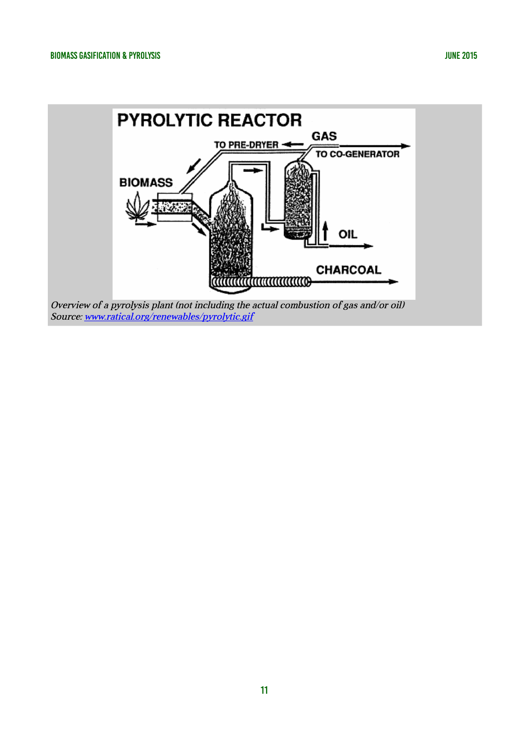*Overview of a pyrolysis plant (not including the actual combustion of gas and/or oil)*
*Source: [www.ratical.org/renewables/pyrolytic.gif](www.ratical.org/renewables/pyrolytic.gif)*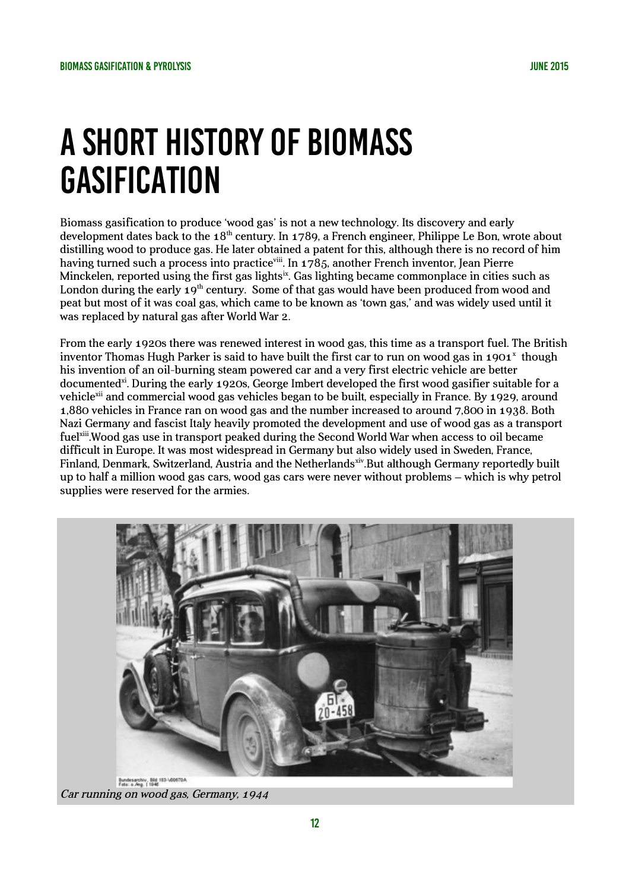# A SHORT HISTORY OF BIOMASS GASIFICATION

Biomass gasification to produce 'wood gas' is not a new technology. Its discovery and early development dates back to the 18th century. In 1789, a French engineer, Philippe Le Bon, wrote about distilling wood to produce gas. He later obtained a patent for this, although there is no record of him having turned such a process into practice[viii]. In 1785, another French inventor, Jean Pierre Minckelen, reported using the first gas lights[ix]. Gas lighting became commonplace in cities such as London during the early 19th century. Some of that gas would have been produced from wood and peat but most of it was coal gas, which came to be known as 'town gas,' and was widely used until it was replaced by natural gas after World War 2.

From the early 1920s there was renewed interest in wood gas, this time as a transport fuel. The British inventor Thomas Hugh Parker is said to have built the first car to run on wood gas in 1901[x] though his invention of an oil-burning steam powered car and a very first electric vehicle are better documented[xi]. During the early 1920s, George Imbert developed the first wood gasifier suitable for a vehicle[xii] and commercial wood gas vehicles began to be built, especially in France. By 1929, around 1,880 vehicles in France ran on wood gas and the number increased to around 7,800 in 1938. Both Nazi Germany and fascist Italy heavily promoted the development and use of wood gas as a transport fuel[xiii].Wood gas use in transport peaked during the Second World War when access to oil became difficult in Europe. It was most widespread in Germany but also widely used in Sweden, France, Finland, Denmark, Switzerland, Austria and the Netherlands[xiv].But although Germany reportedly built up to half a million wood gas cars, wood gas cars were never without problems – which is why petrol supplies were reserved for the armies.

*Car running on wood gas, Germany, 1944*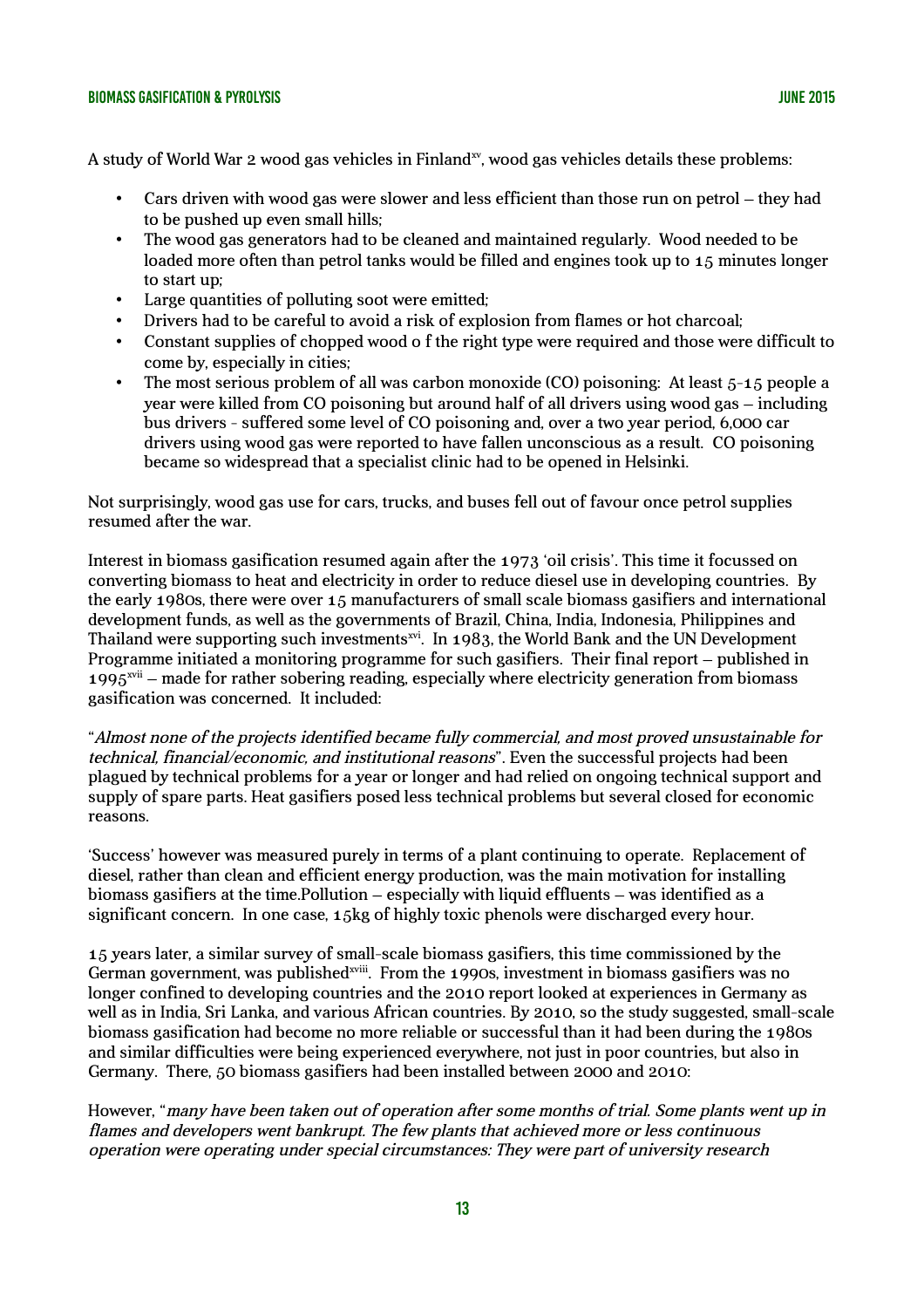A study of World War 2 wood gas vehicles in Finland[xv], wood gas vehicles details these problems:

- Cars driven with wood gas were slower and less efficient than those run on petrol – they had to be pushed up even small hills;
- The wood gas generators had to be cleaned and maintained regularly. Wood needed to be loaded more often than petrol tanks would be filled and engines took up to 15 minutes longer to start up;
- Large quantities of polluting soot were emitted;
- Drivers had to be careful to avoid a risk of explosion from flames or hot charcoal;
- Constant supplies of chopped wood o f the right type were required and those were difficult to come by, especially in cities;
- The most serious problem of all was carbon monoxide (CO) poisoning: At least 5-15 people a year were killed from CO poisoning but around half of all drivers using wood gas – including bus drivers - suffered some level of CO poisoning and, over a two year period, 6,000 car drivers using wood gas were reported to have fallen unconscious as a result. CO poisoning became so widespread that a specialist clinic had to be opened in Helsinki.

Not surprisingly, wood gas use for cars, trucks, and buses fell out of favour once petrol supplies resumed after the war.

Interest in biomass gasification resumed again after the 1973 'oil crisis'. This time it focussed on converting biomass to heat and electricity in order to reduce diesel use in developing countries. By the early 1980s, there were over 15 manufacturers of small scale biomass gasifiers and international development funds, as well as the governments of Brazil, China, India, Indonesia, Philippines and Thailand were supporting such investments[xvi]. In 1983, the World Bank and the UN Development Programme initiated a monitoring programme for such gasifiers. Their final report – published in 1995[xvii] – made for rather sobering reading, especially where electricity generation from biomass gasification was concerned. It included:

"*Almost none of the projects identified became fully commercial, and most proved unsustainable for technical, financial/economic, and institutional reasons*". Even the successful projects had been plagued by technical problems for a year or longer and had relied on ongoing technical support and supply of spare parts. Heat gasifiers posed less technical problems but several closed for economic reasons.

'Success' however was measured purely in terms of a plant continuing to operate. Replacement of diesel, rather than clean and efficient energy production, was the main motivation for installing biomass gasifiers at the time.Pollution – especially with liquid effluents – was identified as a significant concern. In one case, 15kg of highly toxic phenols were discharged every hour.

15 years later, a similar survey of small-scale biomass gasifiers, this time commissioned by the German government, was published[xviii]. From the 1990s, investment in biomass gasifiers was no longer confined to developing countries and the 2010 report looked at experiences in Germany as well as in India, Sri Lanka, and various African countries. By 2010, so the study suggested, small-scale biomass gasification had become no more reliable or successful than it had been during the 1980s and similar difficulties were being experienced everywhere, not just in poor countries, but also in Germany. There, 50 biomass gasifiers had been installed between 2000 and 2010:

However, "*many have been taken out of operation after some months of trial. Some plants went up in flames and developers went bankrupt. The few plants that achieved more or less continuous operation were operating under special circumstances: They were part of university research*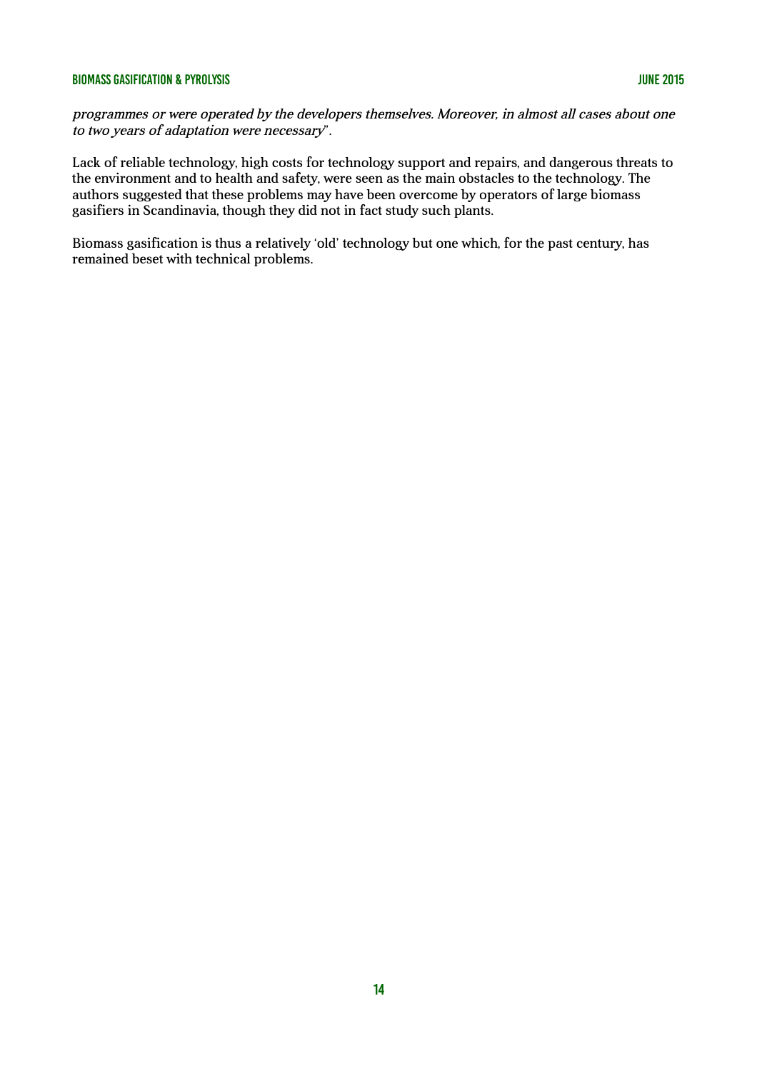*programmes or were operated by the developers themselves. Moreover, in almost all cases about one to two years of adaptation were necessary*".

Lack of reliable technology, high costs for technology support and repairs, and dangerous threats to the environment and to health and safety, were seen as the main obstacles to the technology. The authors suggested that these problems may have been overcome by operators of large biomass gasifiers in Scandinavia, though they did not in fact study such plants.

Biomass gasification is thus a relatively 'old' technology but one which, for the past century, has remained beset with technical problems.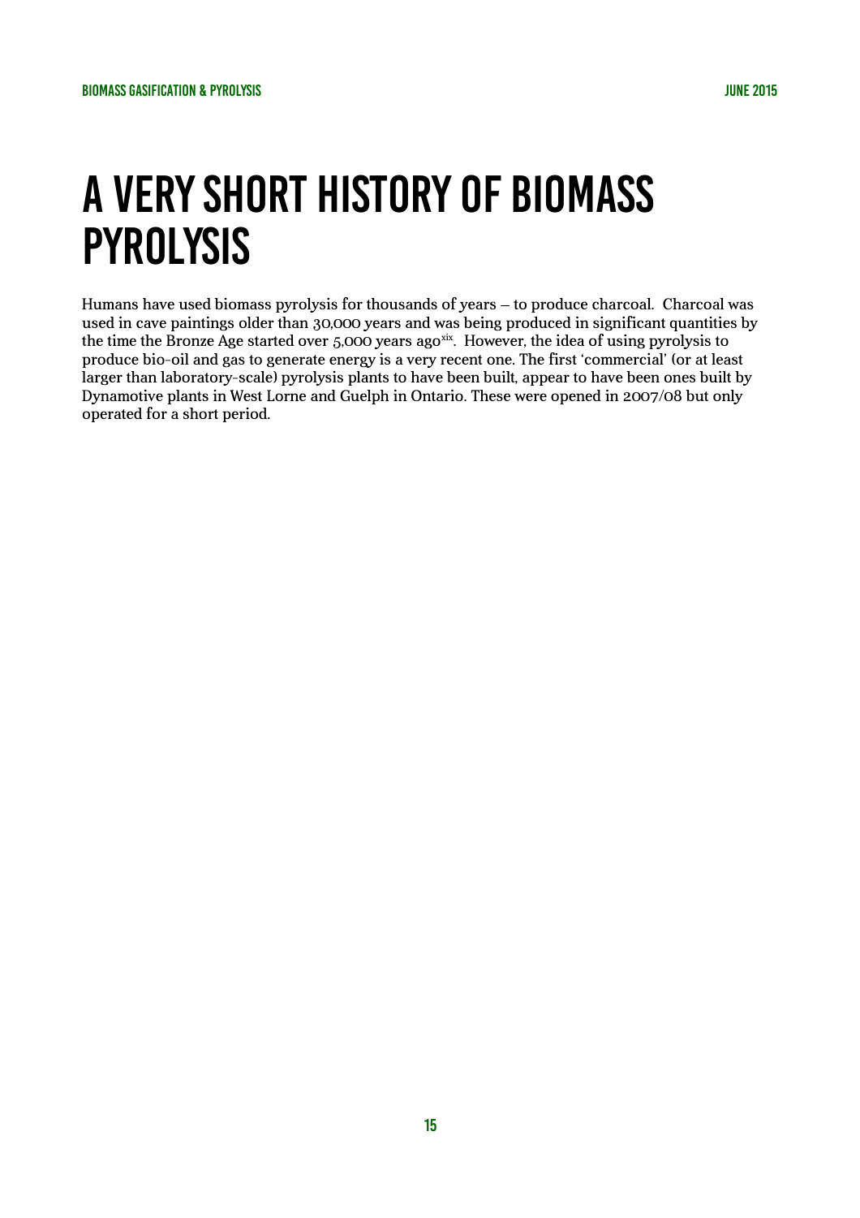# A VERY SHORT HISTORY OF BIOMASS PYROLYSIS

Humans have used biomass pyrolysis for thousands of years – to produce charcoal. Charcoal was used in cave paintings older than 30,000 years and was being produced in significant quantities by the time the Bronze Age started over 5,000 years ago[xix]. However, the idea of using pyrolysis to produce bio-oil and gas to generate energy is a very recent one. The first 'commercial' (or at least larger than laboratory-scale) pyrolysis plants to have been built, appear to have been ones built by Dynamotive plants in West Lorne and Guelph in Ontario. These were opened in 2007/08 but only operated for a short period.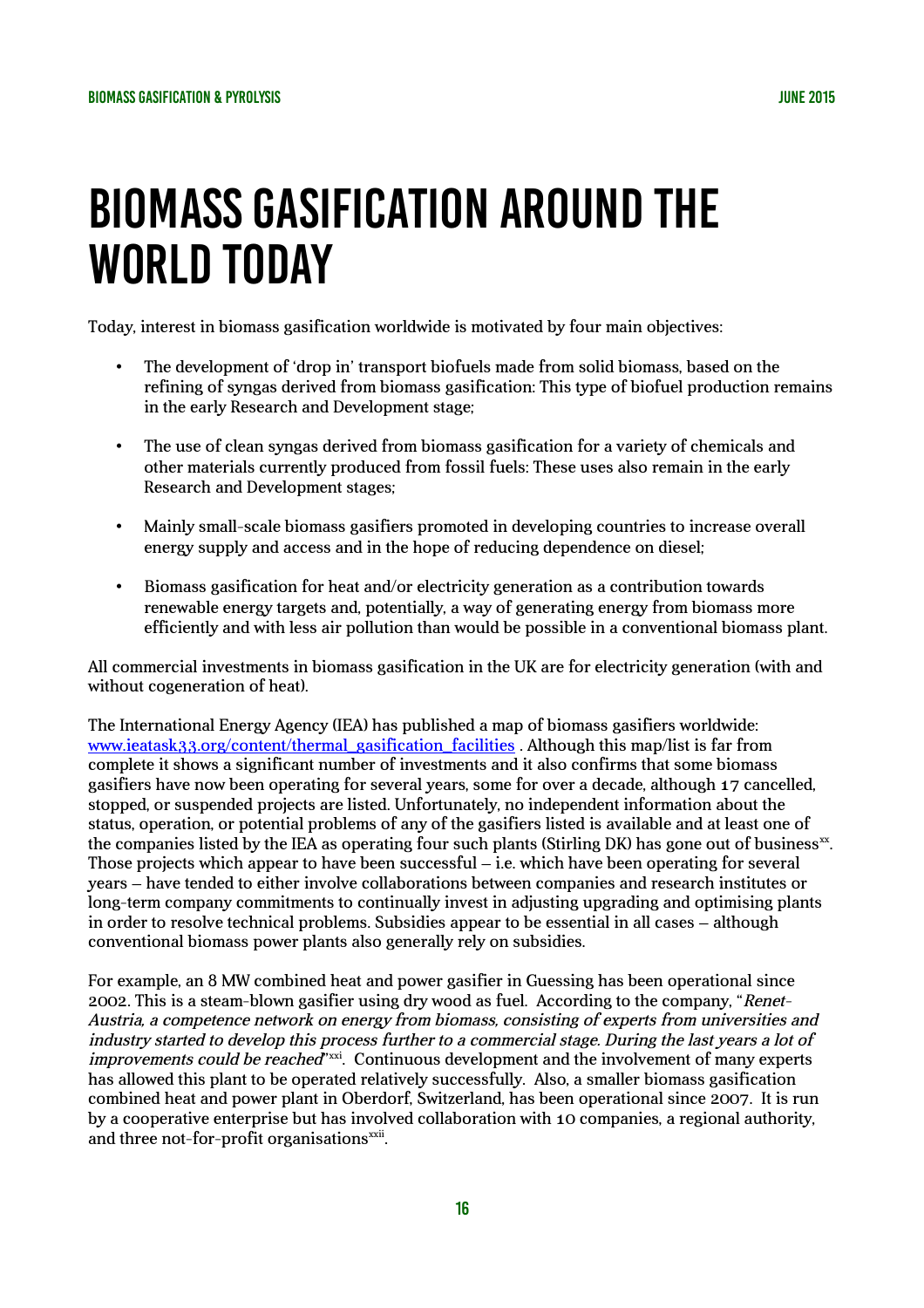# BIOMASS GASIFICATION AROUND THE WORLD TODAY

Today, interest in biomass gasification worldwide is motivated by four main objectives:

- The development of 'drop in' transport biofuels made from solid biomass, based on the refining of syngas derived from biomass gasification: This type of biofuel production remains in the early Research and Development stage;
- The use of clean syngas derived from biomass gasification for a variety of chemicals and other materials currently produced from fossil fuels: These uses also remain in the early Research and Development stages;
- Mainly small-scale biomass gasifiers promoted in developing countries to increase overall energy supply and access and in the hope of reducing dependence on diesel;
- Biomass gasification for heat and/or electricity generation as a contribution towards renewable energy targets and, potentially, a way of generating energy from biomass more efficiently and with less air pollution than would be possible in a conventional biomass plant.

All commercial investments in biomass gasification in the UK are for electricity generation (with and without cogeneration of heat).

The International Energy Agency (IEA) has published a map of biomass gasifiers worldwide: [www.ieatask33.org/content/thermal_gasification_facilities](www.ieatask33.org/content/thermal_gasification_facilities) . Although this map/list is far from complete it shows a significant number of investments and it also confirms that some biomass gasifiers have now been operating for several years, some for over a decade, although 17 cancelled, stopped, or suspended projects are listed. Unfortunately, no independent information about the status, operation, or potential problems of any of the gasifiers listed is available and at least one of the companies listed by the IEA as operating four such plants (Stirling DK) has gone out of business[xx]. Those projects which appear to have been successful – i.e. which have been operating for several years – have tended to either involve collaborations between companies and research institutes or long-term company commitments to continually invest in adjusting upgrading and optimising plants in order to resolve technical problems. Subsidies appear to be essential in all cases – although conventional biomass power plants also generally rely on subsidies.

For example, an 8 MW combined heat and power gasifier in Guessing has been operational since 2002. This is a steam-blown gasifier using dry wood as fuel. According to the company, "*Renet-Austria, a competence network on energy from biomass, consisting of experts from universities and industry started to develop this process further to a commercial stage. During the last years a lot of improvements could be reached*"[xxi]. Continuous development and the involvement of many experts has allowed this plant to be operated relatively successfully. Also, a smaller biomass gasification combined heat and power plant in Oberdorf, Switzerland, has been operational since 2007. It is run by a cooperative enterprise but has involved collaboration with 10 companies, a regional authority, and three not-for-profit organisations[xxii].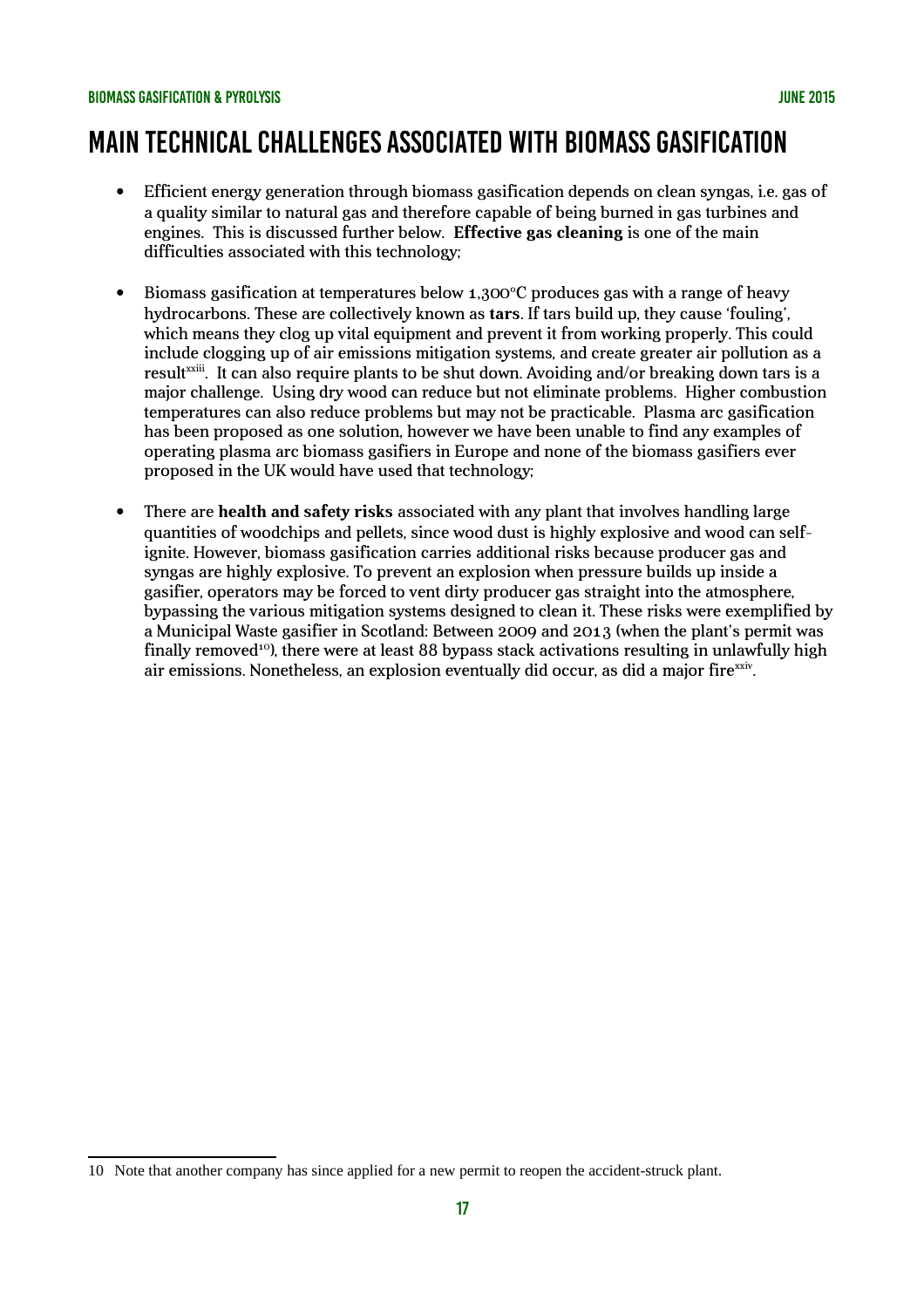# MAIN TECHNICAL CHALLENGES ASSOCIATED WITH BIOMASS GASIFICATION

- Efficient energy generation through biomass gasification depends on clean syngas, i.e. gas of a quality similar to natural gas and therefore capable of being burned in gas turbines and engines. This is discussed further below. **Effective gas cleaning** is one of the main difficulties associated with this technology;

- Biomass gasification at temperatures below 1,300°C produces gas with a range of heavy hydrocarbons. These are collectively known as **tars**. If tars build up, they cause 'fouling', which means they clog up vital equipment and prevent it from working properly. This could include clogging up of air emissions mitigation systems, and create greater air pollution as a result[xxiii]. It can also require plants to be shut down. Avoiding and/or breaking down tars is a major challenge. Using dry wood can reduce but not eliminate problems. Higher combustion temperatures can also reduce problems but may not be practicable. Plasma arc gasification has been proposed as one solution, however we have been unable to find any examples of operating plasma arc biomass gasifiers in Europe and none of the biomass gasifiers ever proposed in the UK would have used that technology;

- There are **health and safety risks** associated with any plant that involves handling large quantities of woodchips and pellets, since wood dust is highly explosive and wood can self-ignite. However, biomass gasification carries additional risks because producer gas and syngas are highly explosive. To prevent an explosion when pressure builds up inside a gasifier, operators may be forced to vent dirty producer gas straight into the atmosphere, bypassing the various mitigation systems designed to clean it. These risks were exemplified by a Municipal Waste gasifier in Scotland: Between 2009 and 2013 (when the plant's permit was finally removed[10]), there were at least 88 bypass stack activations resulting in unlawfully high air emissions. Nonetheless, an explosion eventually did occur, as did a major fire[xxiv].

---

10 Note that another company has since applied for a new permit to reopen the accident-struck plant.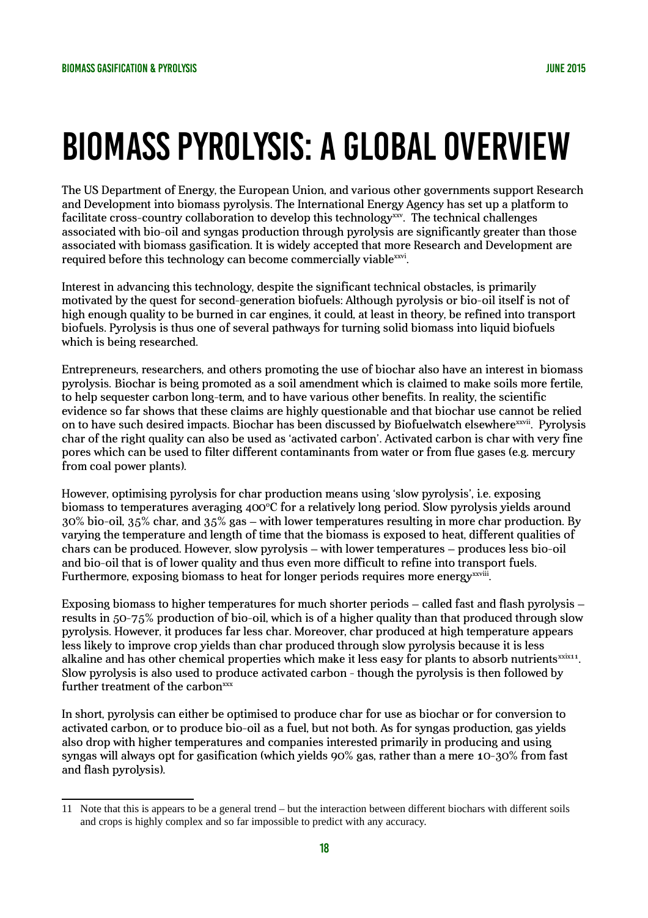# BIOMASS PYROLYSIS: A GLOBAL OVERVIEW

The US Department of Energy, the European Union, and various other governments support Research and Development into biomass pyrolysis. The International Energy Agency has set up a platform to facilitate cross-country collaboration to develop this technology[xxv]. The technical challenges associated with bio-oil and syngas production through pyrolysis are significantly greater than those associated with biomass gasification. It is widely accepted that more Research and Development are required before this technology can become commercially viable[xxvi].

Interest in advancing this technology, despite the significant technical obstacles, is primarily motivated by the quest for second-generation biofuels: Although pyrolysis or bio-oil itself is not of high enough quality to be burned in car engines, it could, at least in theory, be refined into transport biofuels. Pyrolysis is thus one of several pathways for turning solid biomass into liquid biofuels which is being researched.

Entrepreneurs, researchers, and others promoting the use of biochar also have an interest in biomass pyrolysis. Biochar is being promoted as a soil amendment which is claimed to make soils more fertile, to help sequester carbon long-term, and to have various other benefits. In reality, the scientific evidence so far shows that these claims are highly questionable and that biochar use cannot be relied on to have such desired impacts. Biochar has been discussed by Biofuelwatch elsewhere[xxvii]. Pyrolysis char of the right quality can also be used as 'activated carbon'. Activated carbon is char with very fine pores which can be used to filter different contaminants from water or from flue gases (e.g. mercury from coal power plants).

However, optimising pyrolysis for char production means using 'slow pyrolysis', i.e. exposing biomass to temperatures averaging 400°C for a relatively long period. Slow pyrolysis yields around 30% bio-oil, 35% char, and 35% gas – with lower temperatures resulting in more char production. By varying the temperature and length of time that the biomass is exposed to heat, different qualities of chars can be produced. However, slow pyrolysis – with lower temperatures – produces less bio-oil and bio-oil that is of lower quality and thus even more difficult to refine into transport fuels. Furthermore, exposing biomass to heat for longer periods requires more energy[xxviii].

Exposing biomass to higher temperatures for much shorter periods – called fast and flash pyrolysis – results in 50-75% production of bio-oil, which is of a higher quality than that produced through slow pyrolysis. However, it produces far less char. Moreover, char produced at high temperature appears less likely to improve crop yields than char produced through slow pyrolysis because it is less alkaline and has other chemical properties which make it less easy for plants to absorb nutrients[xxix][11]. Slow pyrolysis is also used to produce activated carbon - though the pyrolysis is then followed by further treatment of the carbon[xxx]

In short, pyrolysis can either be optimised to produce char for use as biochar or for conversion to activated carbon, or to produce bio-oil as a fuel, but not both. As for syngas production, gas yields also drop with higher temperatures and companies interested primarily in producing and using syngas will always opt for gasification (which yields 90% gas, rather than a mere 10-30% from fast and flash pyrolysis).

---

11 Note that this is appears to be a general trend – but the interaction between different biochars with different soils and crops is highly complex and so far impossible to predict with any accuracy.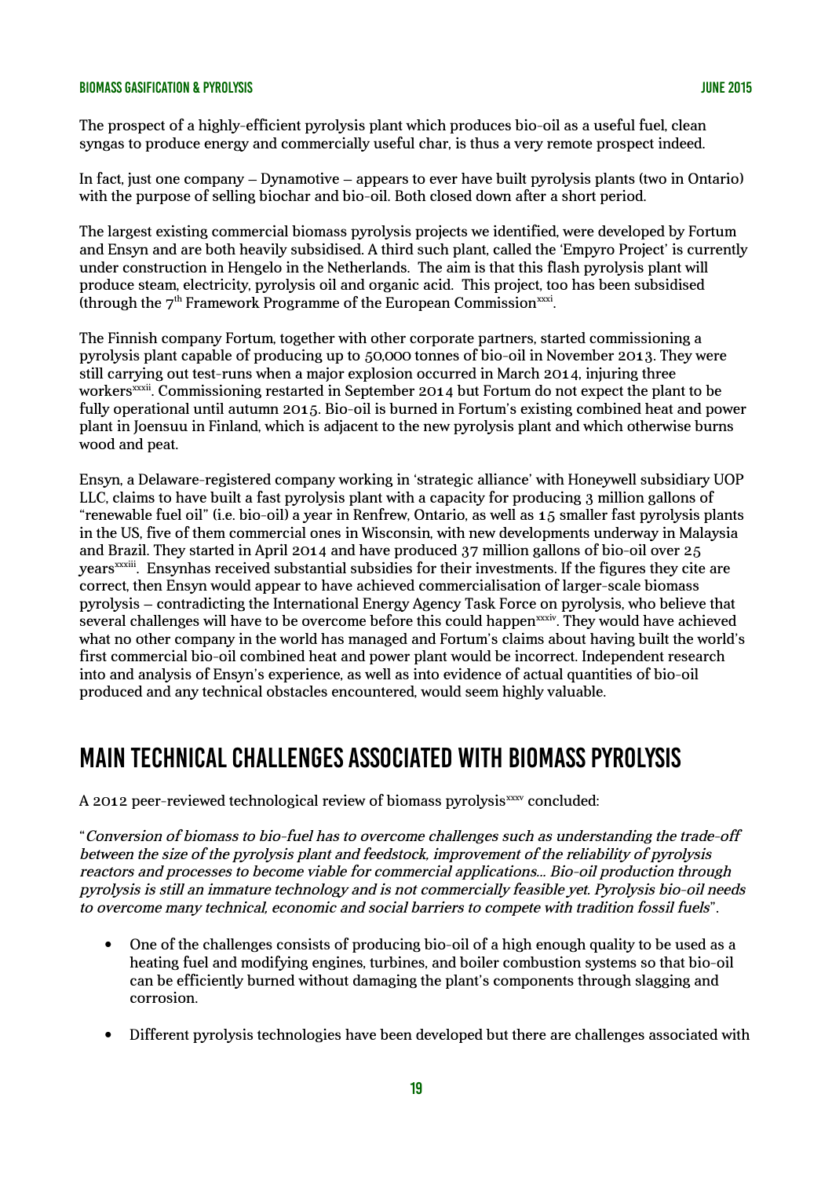The prospect of a highly-efficient pyrolysis plant which produces bio-oil as a useful fuel, clean syngas to produce energy and commercially useful char, is thus a very remote prospect indeed.

In fact, just one company – Dynamotive – appears to ever have built pyrolysis plants (two in Ontario) with the purpose of selling biochar and bio-oil. Both closed down after a short period.

The largest existing commercial biomass pyrolysis projects we identified, were developed by Fortum and Ensyn and are both heavily subsidised. A third such plant, called the 'Empyro Project' is currently under construction in Hengelo in the Netherlands. The aim is that this flash pyrolysis plant will produce steam, electricity, pyrolysis oil and organic acid. This project, too has been subsidised (through the 7th Framework Programme of the European Commission[xxxi].

The Finnish company Fortum, together with other corporate partners, started commissioning a pyrolysis plant capable of producing up to 50,000 tonnes of bio-oil in November 2013. They were still carrying out test-runs when a major explosion occurred in March 2014, injuring three workers[xxxii]. Commissioning restarted in September 2014 but Fortum do not expect the plant to be fully operational until autumn 2015. Bio-oil is burned in Fortum's existing combined heat and power plant in Joensuu in Finland, which is adjacent to the new pyrolysis plant and which otherwise burns wood and peat.

Ensyn, a Delaware-registered company working in 'strategic alliance' with Honeywell subsidiary UOP LLC, claims to have built a fast pyrolysis plant with a capacity for producing 3 million gallons of "renewable fuel oil" (i.e. bio-oil) a year in Renfrew, Ontario, as well as 15 smaller fast pyrolysis plants in the US, five of them commercial ones in Wisconsin, with new developments underway in Malaysia and Brazil. They started in April 2014 and have produced 37 million gallons of bio-oil over 25 years[xxxiii]. Ensynhas received substantial subsidies for their investments. If the figures they cite are correct, then Ensyn would appear to have achieved commercialisation of larger-scale biomass pyrolysis – contradicting the International Energy Agency Task Force on pyrolysis, who believe that several challenges will have to be overcome before this could happen[xxxiv]. They would have achieved what no other company in the world has managed and Fortum's claims about having built the world's first commercial bio-oil combined heat and power plant would be incorrect. Independent research into and analysis of Ensyn's experience, as well as into evidence of actual quantities of bio-oil produced and any technical obstacles encountered, would seem highly valuable.

# MAIN TECHNICAL CHALLENGES ASSOCIATED WITH BIOMASS PYROLYSIS

A 2012 peer-reviewed technological review of biomass pyrolysis[xxxv] concluded:

"*Conversion of biomass to bio-fuel has to overcome challenges such as understanding the trade-off between the size of the pyrolysis plant and feedstock, improvement of the reliability of pyrolysis reactors and processes to become viable for commercial applications... Bio-oil production through pyrolysis is still an immature technology and is not commercially feasible yet. Pyrolysis bio-oil needs to overcome many technical, economic and social barriers to compete with tradition fossil fuels*".

- One of the challenges consists of producing bio-oil of a high enough quality to be used as a heating fuel and modifying engines, turbines, and boiler combustion systems so that bio-oil can be efficiently burned without damaging the plant's components through slagging and corrosion.
- Different pyrolysis technologies have been developed but there are challenges associated with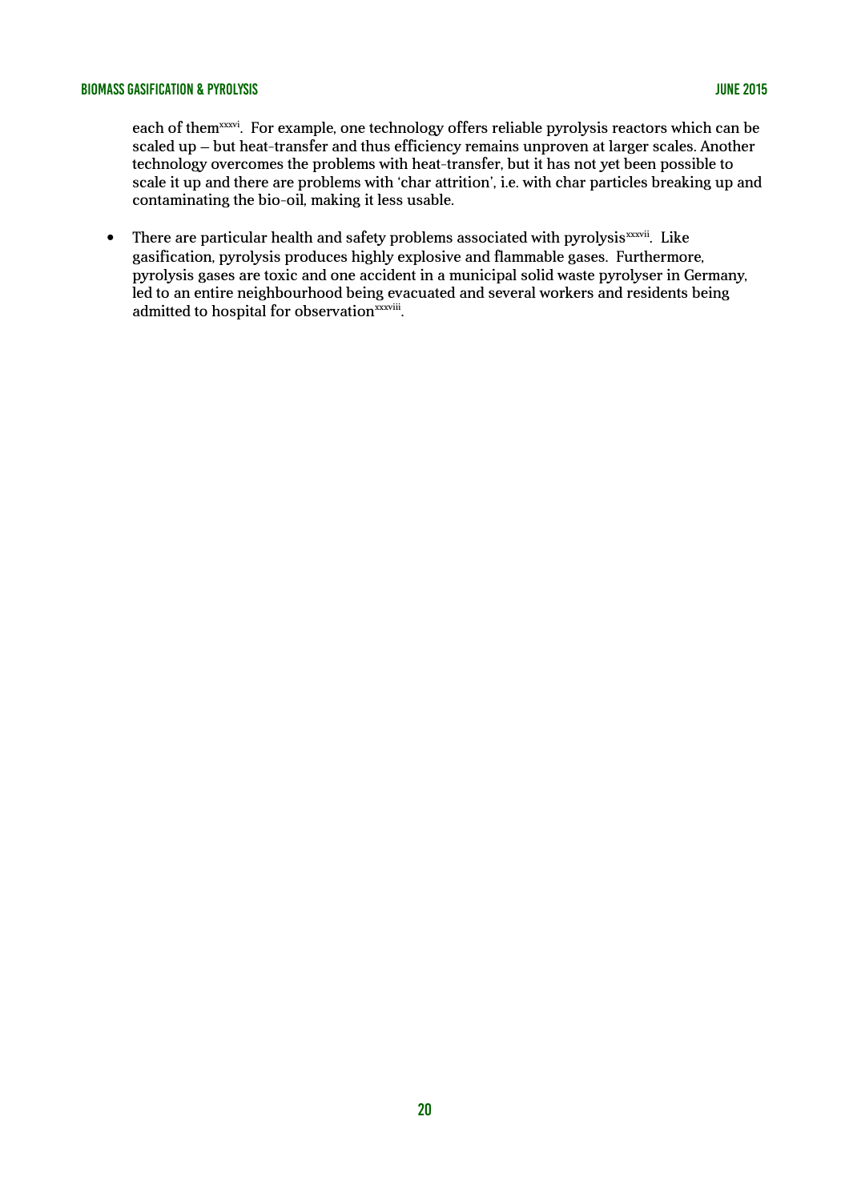each of them[xxxvi]. For example, one technology offers reliable pyrolysis reactors which can be scaled up – but heat-transfer and thus efficiency remains unproven at larger scales. Another technology overcomes the problems with heat-transfer, but it has not yet been possible to scale it up and there are problems with 'char attrition', i.e. with char particles breaking up and contaminating the bio-oil, making it less usable.

- There are particular health and safety problems associated with pyrolysis[xxxvii]. Like gasification, pyrolysis produces highly explosive and flammable gases. Furthermore, pyrolysis gases are toxic and one accident in a municipal solid waste pyrolyser in Germany, led to an entire neighbourhood being evacuated and several workers and residents being admitted to hospital for observation[xxxviii].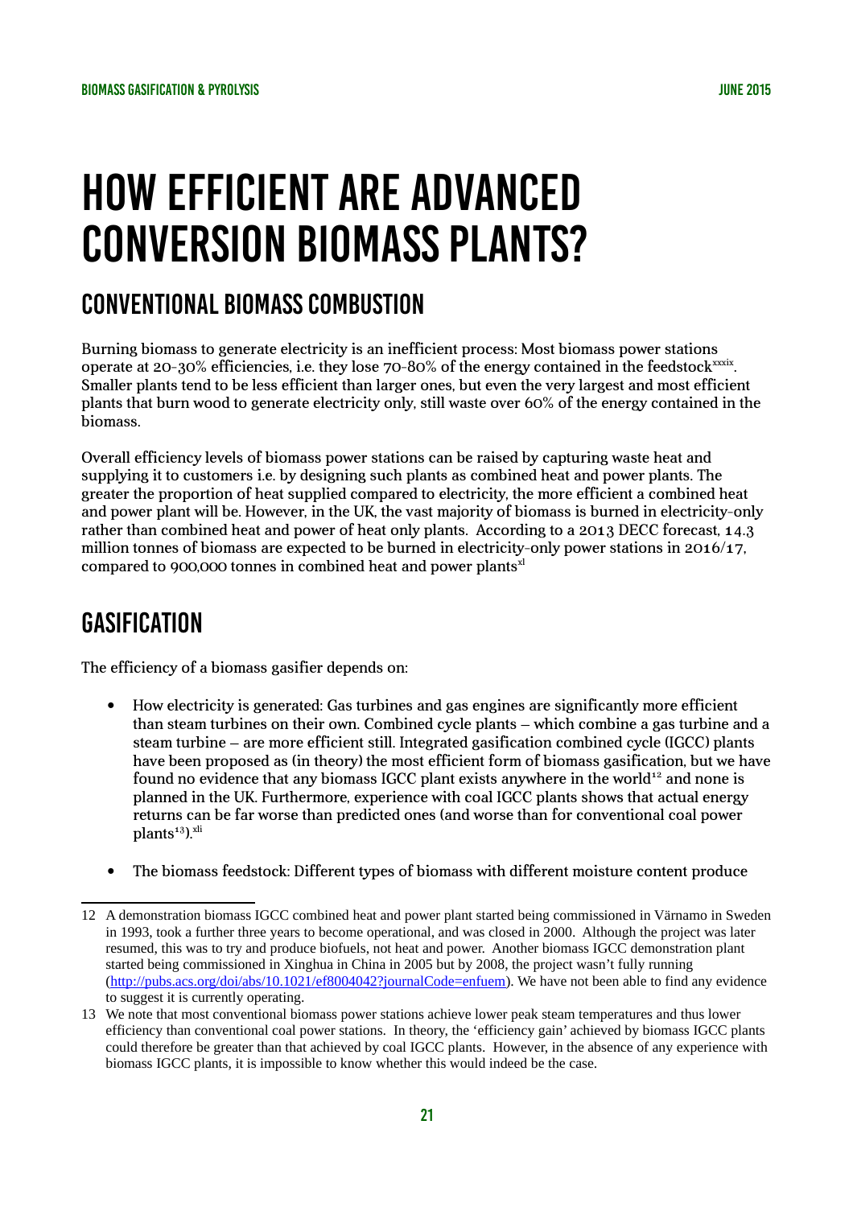# HOW EFFICIENT ARE ADVANCED CONVERSION BIOMASS PLANTS?

## CONVENTIONAL BIOMASS COMBUSTION

Burning biomass to generate electricity is an inefficient process: Most biomass power stations operate at 20-30% efficiencies, i.e. they lose 70-80% of the energy contained in the feedstock[xxxix]. Smaller plants tend to be less efficient than larger ones, but even the very largest and most efficient plants that burn wood to generate electricity only, still waste over 60% of the energy contained in the biomass.

Overall efficiency levels of biomass power stations can be raised by capturing waste heat and supplying it to customers i.e. by designing such plants as combined heat and power plants. The greater the proportion of heat supplied compared to electricity, the more efficient a combined heat and power plant will be. However, in the UK, the vast majority of biomass is burned in electricity-only rather than combined heat and power of heat only plants. According to a 2013 DECC forecast, 14.3 million tonnes of biomass are expected to be burned in electricity-only power stations in 2016/17, compared to 900,000 tonnes in combined heat and power plants[xl]

## GASIFICATION

The efficiency of a biomass gasifier depends on:

- How electricity is generated: Gas turbines and gas engines are significantly more efficient than steam turbines on their own. Combined cycle plants – which combine a gas turbine and a steam turbine – are more efficient still. Integrated gasification combined cycle (IGCC) plants have been proposed as (in theory) the most efficient form of biomass gasification, but we have found no evidence that any biomass IGCC plant exists anywhere in the world[12] and none is planned in the UK. Furthermore, experience with coal IGCC plants shows that actual energy returns can be far worse than predicted ones (and worse than for conventional coal power plants[13]).[xli]
- The biomass feedstock: Different types of biomass with different moisture content produce

---

12 A demonstration biomass IGCC combined heat and power plant started being commissioned in Värnamo in Sweden in 1993, took a further three years to become operational, and was closed in 2000. Although the project was later resumed, this was to try and produce biofuels, not heat and power. Another biomass IGCC demonstration plant started being commissioned in Xinghua in China in 2005 but by 2008, the project wasn't fully running (http://pubs.acs.org/doi/abs/10.1021/ef8004042?journalCode=enfuem). We have not been able to find any evidence to suggest it is currently operating.

13 We note that most conventional biomass power stations achieve lower peak steam temperatures and thus lower efficiency than conventional coal power stations. In theory, the 'efficiency gain' achieved by biomass IGCC plants could therefore be greater than that achieved by coal IGCC plants. However, in the absence of any experience with biomass IGCC plants, it is impossible to know whether this would indeed be the case.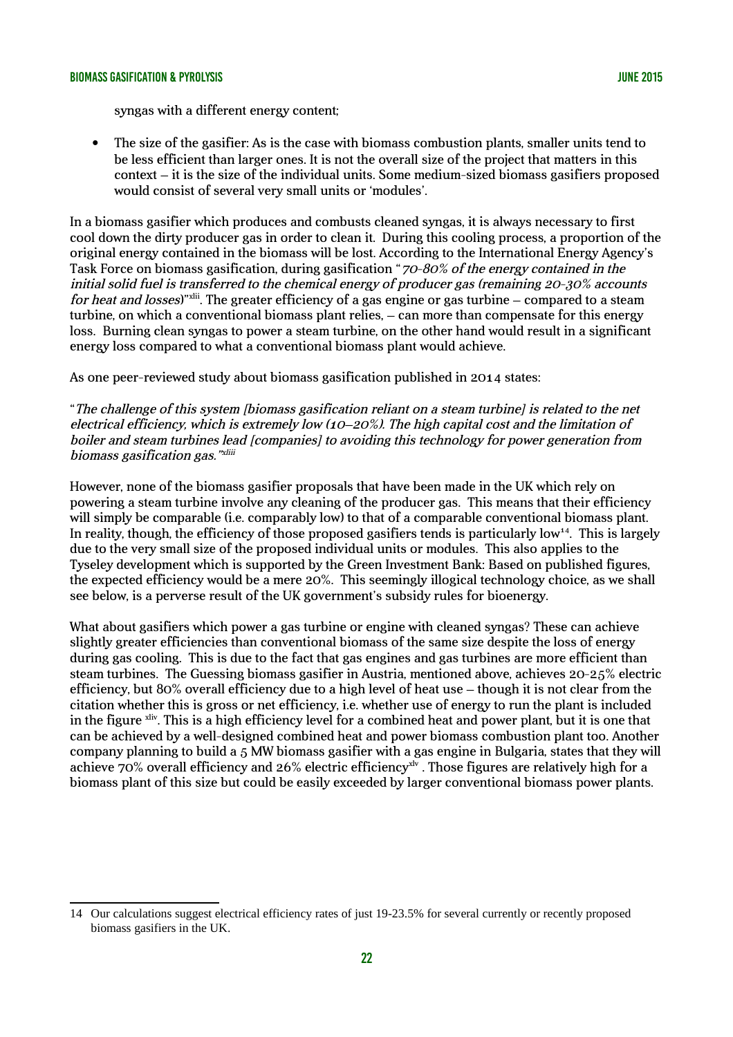syngas with a different energy content;

- The size of the gasifier: As is the case with biomass combustion plants, smaller units tend to be less efficient than larger ones. It is not the overall size of the project that matters in this context – it is the size of the individual units. Some medium-sized biomass gasifiers proposed would consist of several very small units or 'modules'.

In a biomass gasifier which produces and combusts cleaned syngas, it is always necessary to first cool down the dirty producer gas in order to clean it. During this cooling process, a proportion of the original energy contained in the biomass will be lost. According to the International Energy Agency's Task Force on biomass gasification, during gasification "*70-80% of the energy contained in the initial solid fuel is transferred to the chemical energy of producer gas (remaining 20-30% accounts for heat and losses)*"[xlii]. The greater efficiency of a gas engine or gas turbine – compared to a steam turbine, on which a conventional biomass plant relies, – can more than compensate for this energy loss. Burning clean syngas to power a steam turbine, on the other hand would result in a significant energy loss compared to what a conventional biomass plant would achieve.

As one peer-reviewed study about biomass gasification published in 2014 states:

"*The challenge of this system [biomass gasification reliant on a steam turbine] is related to the net electrical efficiency, which is extremely low (10–20%). The high capital cost and the limitation of boiler and steam turbines lead [companies] to avoiding this technology for power generation from biomass gasification gas.*"[xliii]

However, none of the biomass gasifier proposals that have been made in the UK which rely on powering a steam turbine involve any cleaning of the producer gas. This means that their efficiency will simply be comparable (i.e. comparably low) to that of a comparable conventional biomass plant. In reality, though, the efficiency of those proposed gasifiers tends is particularly low[14]. This is largely due to the very small size of the proposed individual units or modules. This also applies to the Tyseley development which is supported by the Green Investment Bank: Based on published figures, the expected efficiency would be a mere 20%. This seemingly illogical technology choice, as we shall see below, is a perverse result of the UK government's subsidy rules for bioenergy.

What about gasifiers which power a gas turbine or engine with cleaned syngas? These can achieve slightly greater efficiencies than conventional biomass of the same size despite the loss of energy during gas cooling. This is due to the fact that gas engines and gas turbines are more efficient than steam turbines. The Guessing biomass gasifier in Austria, mentioned above, achieves 20-25% electric efficiency, but 80% overall efficiency due to a high level of heat use – though it is not clear from the citation whether this is gross or net efficiency, i.e. whether use of energy to run the plant is included in the figure [xliv]. This is a high efficiency level for a combined heat and power plant, but it is one that can be achieved by a well-designed combined heat and power biomass combustion plant too. Another company planning to build a 5 MW biomass gasifier with a gas engine in Bulgaria, states that they will achieve 70% overall efficiency and 26% electric efficiency[xlv]. Those figures are relatively high for a biomass plant of this size but could be easily exceeded by larger conventional biomass power plants.

---

14 Our calculations suggest electrical efficiency rates of just 19-23.5% for several currently or recently proposed biomass gasifiers in the UK.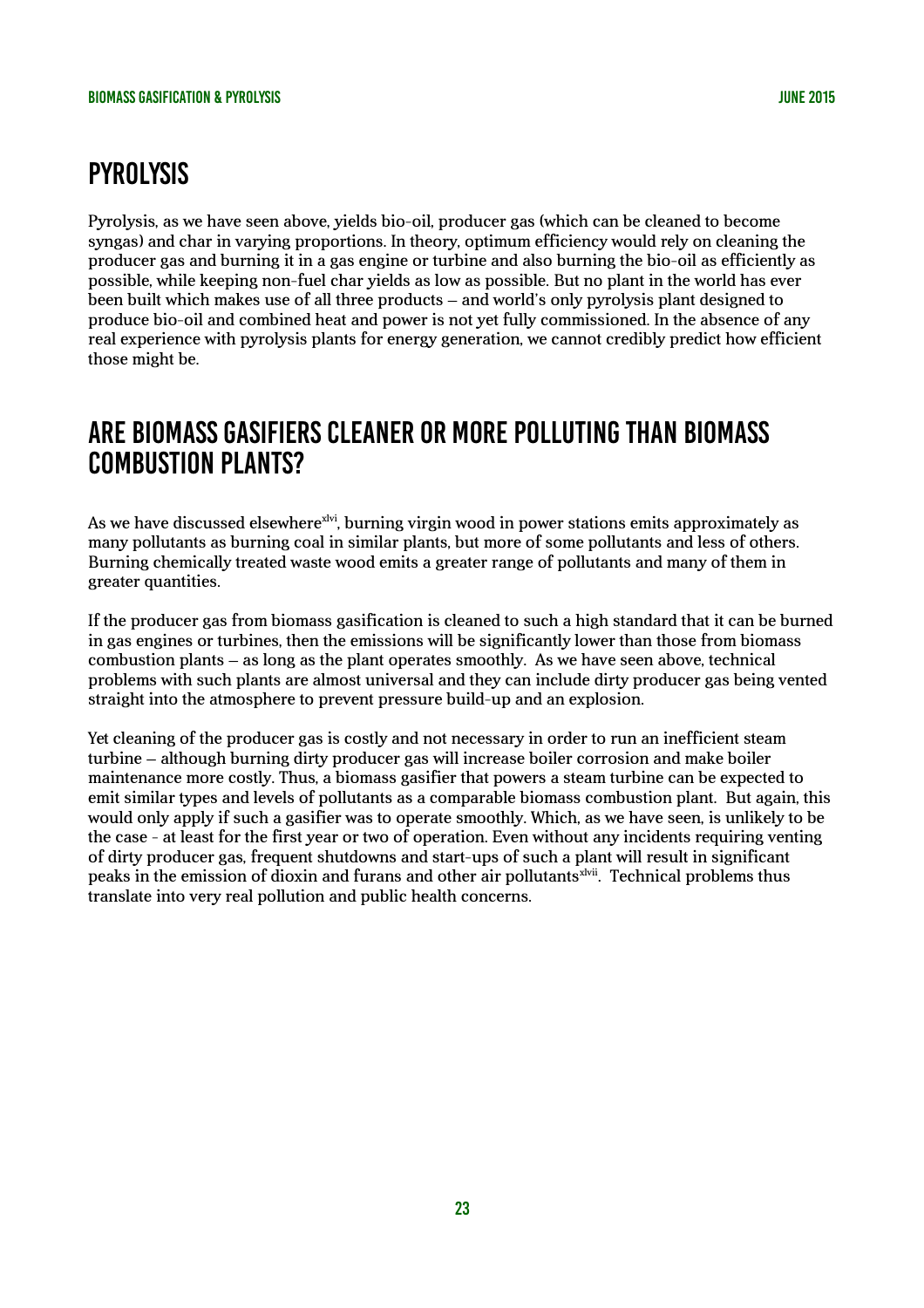## PYROLYSIS

Pyrolysis, as we have seen above, yields bio-oil, producer gas (which can be cleaned to become syngas) and char in varying proportions. In theory, optimum efficiency would rely on cleaning the producer gas and burning it in a gas engine or turbine and also burning the bio-oil as efficiently as possible, while keeping non-fuel char yields as low as possible. But no plant in the world has ever been built which makes use of all three products – and world's only pyrolysis plant designed to produce bio-oil and combined heat and power is not yet fully commissioned. In the absence of any real experience with pyrolysis plants for energy generation, we cannot credibly predict how efficient those might be.

## ARE BIOMASS GASIFIERS CLEANER OR MORE POLLUTING THAN BIOMASS COMBUSTION PLANTS?

As we have discussed elsewhere[xlvi], burning virgin wood in power stations emits approximately as many pollutants as burning coal in similar plants, but more of some pollutants and less of others. Burning chemically treated waste wood emits a greater range of pollutants and many of them in greater quantities.

If the producer gas from biomass gasification is cleaned to such a high standard that it can be burned in gas engines or turbines, then the emissions will be significantly lower than those from biomass combustion plants – as long as the plant operates smoothly. As we have seen above, technical problems with such plants are almost universal and they can include dirty producer gas being vented straight into the atmosphere to prevent pressure build-up and an explosion.

Yet cleaning of the producer gas is costly and not necessary in order to run an inefficient steam turbine – although burning dirty producer gas will increase boiler corrosion and make boiler maintenance more costly. Thus, a biomass gasifier that powers a steam turbine can be expected to emit similar types and levels of pollutants as a comparable biomass combustion plant. But again, this would only apply if such a gasifier was to operate smoothly. Which, as we have seen, is unlikely to be the case - at least for the first year or two of operation. Even without any incidents requiring venting of dirty producer gas, frequent shutdowns and start-ups of such a plant will result in significant peaks in the emission of dioxin and furans and other air pollutants[xlvii]. Technical problems thus translate into very real pollution and public health concerns.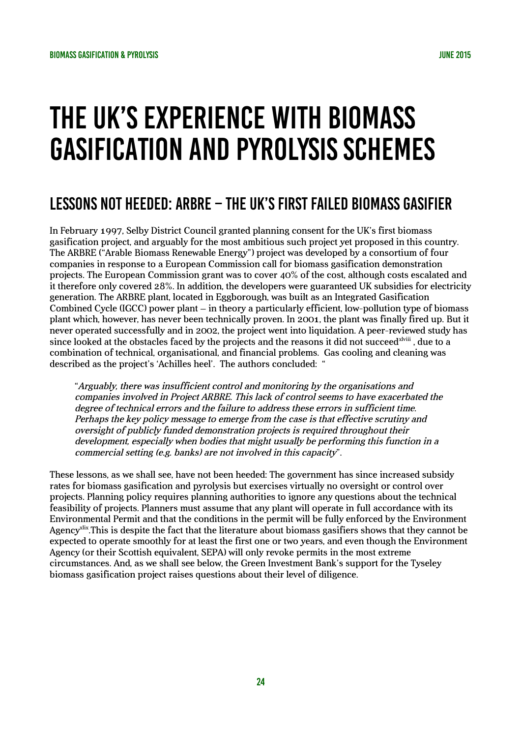# THE UK'S EXPERIENCE WITH BIOMASS GASIFICATION AND PYROLYSIS SCHEMES

## LESSONS NOT HEEDED: ARBRE – THE UK'S FIRST FAILED BIOMASS GASIFIER

In February 1997, Selby District Council granted planning consent for the UK's first biomass gasification project, and arguably for the most ambitious such project yet proposed in this country. The ARBRE ("Arable Biomass Renewable Energy") project was developed by a consortium of four companies in response to a European Commission call for biomass gasification demonstration projects. The European Commission grant was to cover 40% of the cost, although costs escalated and it therefore only covered 28%. In addition, the developers were guaranteed UK subsidies for electricity generation. The ARBRE plant, located in Eggborough, was built as an Integrated Gasification Combined Cycle (IGCC) power plant – in theory a particularly efficient, low-pollution type of biomass plant which, however, has never been technically proven. In 2001, the plant was finally fired up. But it never operated successfully and in 2002, the project went into liquidation. A peer-reviewed study has since looked at the obstacles faced by the projects and the reasons it did not succeed[xlviii] , due to a combination of technical, organisational, and financial problems. Gas cooling and cleaning was described as the project's 'Achilles heel'. The authors concluded: "

> "*Arguably, there was insufficient control and monitoring by the organisations and companies involved in Project ARBRE. This lack of control seems to have exacerbated the degree of technical errors and the failure to address these errors in sufficient time. Perhaps the key policy message to emerge from the case is that effective scrutiny and oversight of publicly funded demonstration projects is required throughout their development, especially when bodies that might usually be performing this function in a commercial setting (e.g. banks) are not involved in this capacity*".

These lessons, as we shall see, have not been heeded: The government has since increased subsidy rates for biomass gasification and pyrolysis but exercises virtually no oversight or control over projects. Planning policy requires planning authorities to ignore any questions about the technical feasibility of projects. Planners must assume that any plant will operate in full accordance with its Environmental Permit and that the conditions in the permit will be fully enforced by the Environment Agency[xlix].This is despite the fact that the literature about biomass gasifiers shows that they cannot be expected to operate smoothly for at least the first one or two years, and even though the Environment Agency (or their Scottish equivalent, SEPA) will only revoke permits in the most extreme circumstances. And, as we shall see below, the Green Investment Bank's support for the Tyseley biomass gasification project raises questions about their level of diligence.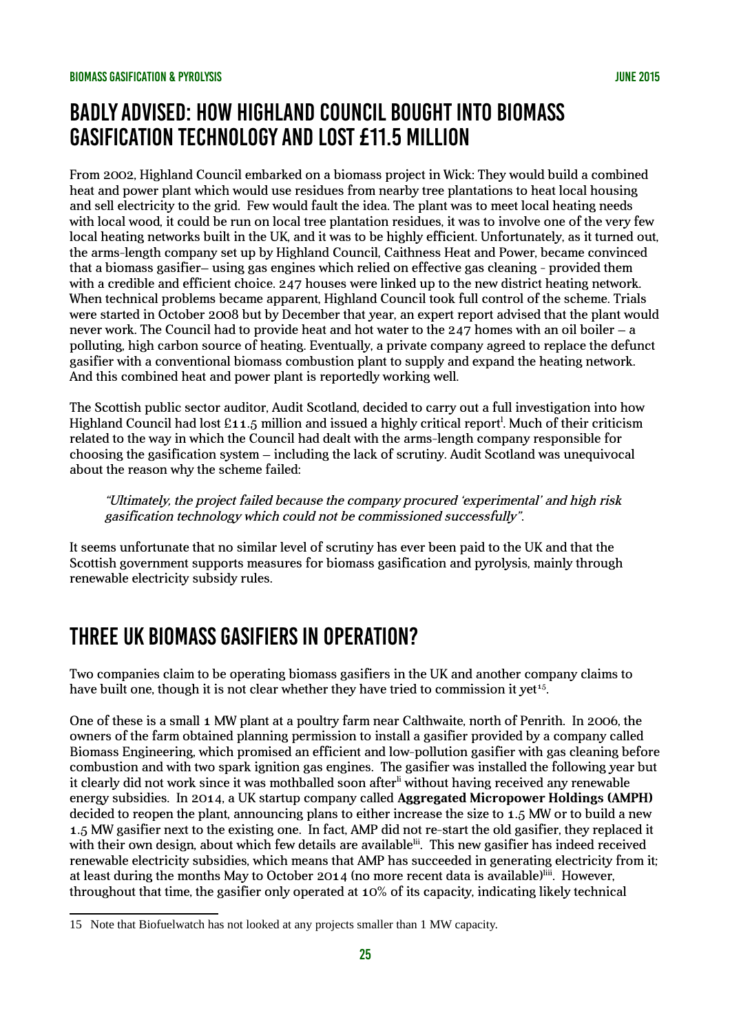## BADLY ADVISED: HOW HIGHLAND COUNCIL BOUGHT INTO BIOMASS GASIFICATION TECHNOLOGY AND LOST £11.5 MILLION

From 2002, Highland Council embarked on a biomass project in Wick: They would build a combined heat and power plant which would use residues from nearby tree plantations to heat local housing and sell electricity to the grid. Few would fault the idea. The plant was to meet local heating needs with local wood, it could be run on local tree plantation residues, it was to involve one of the very few local heating networks built in the UK, and it was to be highly efficient. Unfortunately, as it turned out, the arms-length company set up by Highland Council, Caithness Heat and Power, became convinced that a biomass gasifier– using gas engines which relied on effective gas cleaning - provided them with a credible and efficient choice. 247 houses were linked up to the new district heating network. When technical problems became apparent, Highland Council took full control of the scheme. Trials were started in October 2008 but by December that year, an expert report advised that the plant would never work. The Council had to provide heat and hot water to the 247 homes with an oil boiler – a polluting, high carbon source of heating. Eventually, a private company agreed to replace the defunct gasifier with a conventional biomass combustion plant to supply and expand the heating network. And this combined heat and power plant is reportedly working well.

The Scottish public sector auditor, Audit Scotland, decided to carry out a full investigation into how Highland Council had lost £11.5 million and issued a highly critical report[l]. Much of their criticism related to the way in which the Council had dealt with the arms-length company responsible for choosing the gasification system – including the lack of scrutiny. Audit Scotland was unequivocal about the reason why the scheme failed:

> *"Ultimately, the project failed because the company procured 'experimental' and high risk gasification technology which could not be commissioned successfully".*

It seems unfortunate that no similar level of scrutiny has ever been paid to the UK and that the Scottish government supports measures for biomass gasification and pyrolysis, mainly through renewable electricity subsidy rules.

## THREE UK BIOMASS GASIFIERS IN OPERATION?

Two companies claim to be operating biomass gasifiers in the UK and another company claims to have built one, though it is not clear whether they have tried to commission it yet[15].

One of these is a small 1 MW plant at a poultry farm near Calthwaite, north of Penrith. In 2006, the owners of the farm obtained planning permission to install a gasifier provided by a company called Biomass Engineering, which promised an efficient and low-pollution gasifier with gas cleaning before combustion and with two spark ignition gas engines. The gasifier was installed the following year but it clearly did not work since it was mothballed soon after[li] without having received any renewable energy subsidies. In 2014, a UK startup company called **Aggregated Micropower Holdings (AMPH)** decided to reopen the plant, announcing plans to either increase the size to 1.5 MW or to build a new 1.5 MW gasifier next to the existing one. In fact, AMP did not re-start the old gasifier, they replaced it with their own design, about which few details are available[lii]. This new gasifier has indeed received renewable electricity subsidies, which means that AMP has succeeded in generating electricity from it; at least during the months May to October 2014 (no more recent data is available)[liii]. However, throughout that time, the gasifier only operated at 10% of its capacity, indicating likely technical

15 Note that Biofuelwatch has not looked at any projects smaller than 1 MW capacity.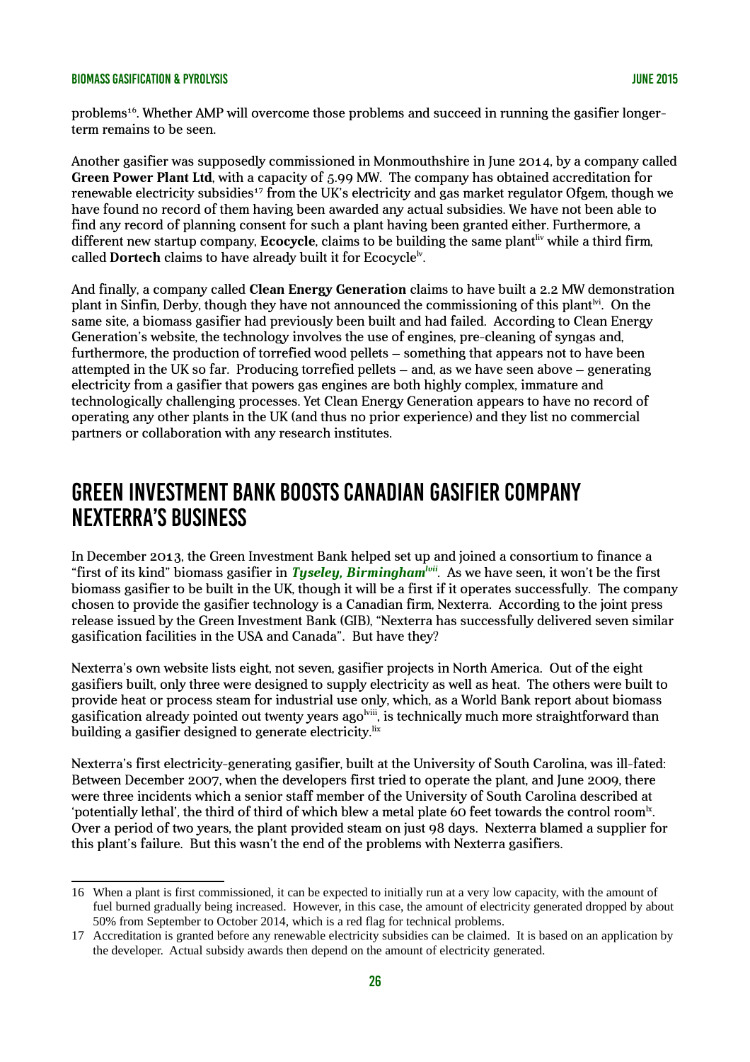problems[16]. Whether AMP will overcome those problems and succeed in running the gasifier longer-term remains to be seen.

Another gasifier was supposedly commissioned in Monmouthshire in June 2014, by a company called **Green Power Plant Ltd**, with a capacity of 5.99 MW. The company has obtained accreditation for renewable electricity subsidies[17] from the UK's electricity and gas market regulator Ofgem, though we have found no record of them having been awarded any actual subsidies. We have not been able to find any record of planning consent for such a plant having been granted either. Furthermore, a different new startup company, **Ecocycle**, claims to be building the same plant[liv] while a third firm, called **Dortech** claims to have already built it for Ecocycle[lv].

And finally, a company called **Clean Energy Generation** claims to have built a 2.2 MW demonstration plant in Sinfin, Derby, though they have not announced the commissioning of this plant[lvi]. On the same site, a biomass gasifier had previously been built and had failed. According to Clean Energy Generation's website, the technology involves the use of engines, pre-cleaning of syngas and, furthermore, the production of torrefied wood pellets – something that appears not to have been attempted in the UK so far. Producing torrefied pellets – and, as we have seen above – generating electricity from a gasifier that powers gas engines are both highly complex, immature and technologically challenging processes. Yet Clean Energy Generation appears to have no record of operating any other plants in the UK (and thus no prior experience) and they list no commercial partners or collaboration with any research institutes.

## GREEN INVESTMENT BANK BOOSTS CANADIAN GASIFIER COMPANY NEXTERRA'S BUSINESS

In December 2013, the Green Investment Bank helped set up and joined a consortium to finance a "first of its kind" biomass gasifier in ***Tyseley, Birmingham***[lvii]. As we have seen, it won't be the first biomass gasifier to be built in the UK, though it will be a first if it operates successfully. The company chosen to provide the gasifier technology is a Canadian firm, Nexterra. According to the joint press release issued by the Green Investment Bank (GIB), "Nexterra has successfully delivered seven similar gasification facilities in the USA and Canada". But have they?

Nexterra's own website lists eight, not seven, gasifier projects in North America. Out of the eight gasifiers built, only three were designed to supply electricity as well as heat. The others were built to provide heat or process steam for industrial use only, which, as a World Bank report about biomass gasification already pointed out twenty years ago[lviii], is technically much more straightforward than building a gasifier designed to generate electricity.[lix]

Nexterra's first electricity-generating gasifier, built at the University of South Carolina, was ill-fated: Between December 2007, when the developers first tried to operate the plant, and June 2009, there were three incidents which a senior staff member of the University of South Carolina described at 'potentially lethal', the third of third of which blew a metal plate 60 feet towards the control room[lx]. Over a period of two years, the plant provided steam on just 98 days. Nexterra blamed a supplier for this plant's failure. But this wasn't the end of the problems with Nexterra gasifiers.

---

16 When a plant is first commissioned, it can be expected to initially run at a very low capacity, with the amount of fuel burned gradually being increased. However, in this case, the amount of electricity generated dropped by about 50% from September to October 2014, which is a red flag for technical problems.

17 Accreditation is granted before any renewable electricity subsidies can be claimed. It is based on an application by the developer. Actual subsidy awards then depend on the amount of electricity generated.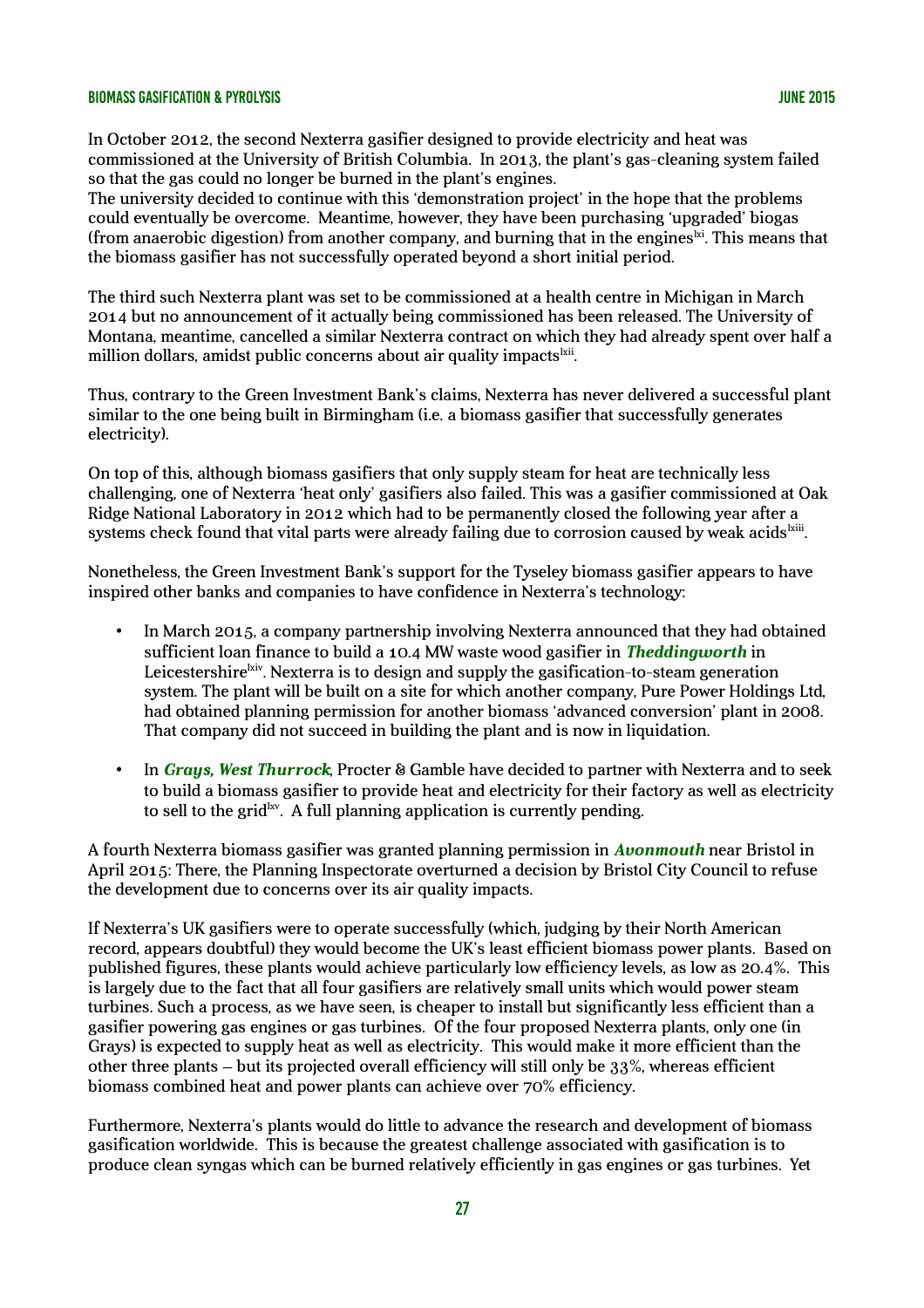In October 2012, the second Nexterra gasifier designed to provide electricity and heat was commissioned at the University of British Columbia. In 2013, the plant's gas-cleaning system failed so that the gas could no longer be burned in the plant's engines.
The university decided to continue with this 'demonstration project' in the hope that the problems could eventually be overcome. Meantime, however, they have been purchasing 'upgraded' biogas (from anaerobic digestion) from another company, and burning that in the engines[lxi]. This means that the biomass gasifier has not successfully operated beyond a short initial period.

The third such Nexterra plant was set to be commissioned at a health centre in Michigan in March 2014 but no announcement of it actually being commissioned has been released. The University of Montana, meantime, cancelled a similar Nexterra contract on which they had already spent over half a million dollars, amidst public concerns about air quality impacts[lxii].

Thus, contrary to the Green Investment Bank's claims, Nexterra has never delivered a successful plant similar to the one being built in Birmingham (i.e. a biomass gasifier that successfully generates electricity).

On top of this, although biomass gasifiers that only supply steam for heat are technically less challenging, one of Nexterra 'heat only' gasifiers also failed. This was a gasifier commissioned at Oak Ridge National Laboratory in 2012 which had to be permanently closed the following year after a systems check found that vital parts were already failing due to corrosion caused by weak acids[lxiii].

Nonetheless, the Green Investment Bank's support for the Tyseley biomass gasifier appears to have inspired other banks and companies to have confidence in Nexterra's technology:

- In March 2015, a company partnership involving Nexterra announced that they had obtained sufficient loan finance to build a 10.4 MW waste wood gasifier in ***Theddingworth*** in Leicestershire[lxiv]. Nexterra is to design and supply the gasification-to-steam generation system. The plant will be built on a site for which another company, Pure Power Holdings Ltd, had obtained planning permission for another biomass 'advanced conversion' plant in 2008. That company did not succeed in building the plant and is now in liquidation.

- In ***Grays, West Thurrock***, Procter & Gamble have decided to partner with Nexterra and to seek to build a biomass gasifier to provide heat and electricity for their factory as well as electricity to sell to the grid[lxv]. A full planning application is currently pending.

A fourth Nexterra biomass gasifier was granted planning permission in ***Avonmouth*** near Bristol in April 2015: There, the Planning Inspectorate overturned a decision by Bristol City Council to refuse the development due to concerns over its air quality impacts.

If Nexterra's UK gasifiers were to operate successfully (which, judging by their North American record, appears doubtful) they would become the UK's least efficient biomass power plants. Based on published figures, these plants would achieve particularly low efficiency levels, as low as 20.4%. This is largely due to the fact that all four gasifiers are relatively small units which would power steam turbines. Such a process, as we have seen, is cheaper to install but significantly less efficient than a gasifier powering gas engines or gas turbines. Of the four proposed Nexterra plants, only one (in Grays) is expected to supply heat as well as electricity. This would make it more efficient than the other three plants – but its projected overall efficiency will still only be 33%, whereas efficient biomass combined heat and power plants can achieve over 70% efficiency.

Furthermore, Nexterra's plants would do little to advance the research and development of biomass gasification worldwide. This is because the greatest challenge associated with gasification is to produce clean syngas which can be burned relatively efficiently in gas engines or gas turbines. Yet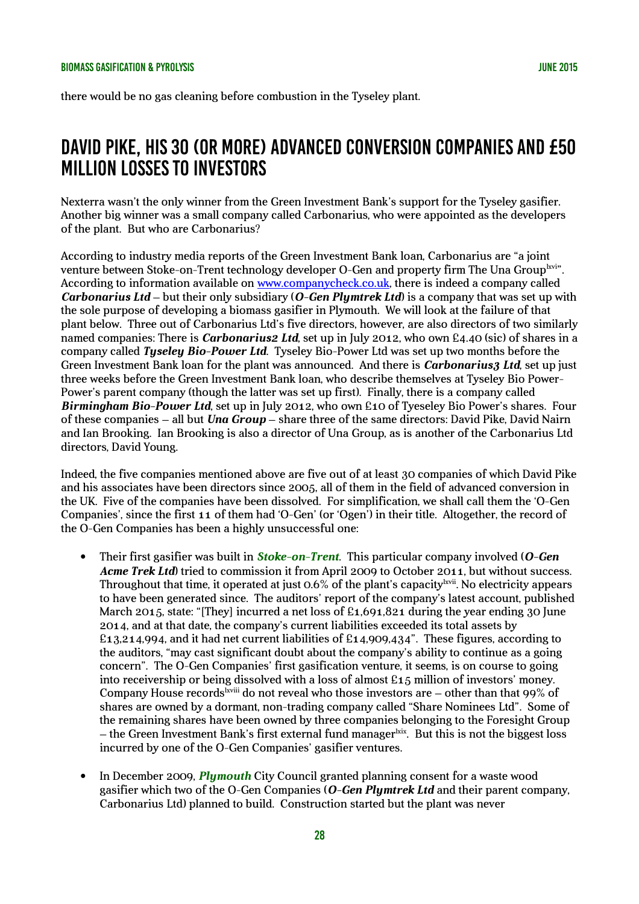there would be no gas cleaning before combustion in the Tyseley plant.

## DAVID PIKE, HIS 30 (OR MORE) ADVANCED CONVERSION COMPANIES AND £50 MILLION LOSSES TO INVESTORS

Nexterra wasn't the only winner from the Green Investment Bank's support for the Tyseley gasifier. Another big winner was a small company called Carbonarius, who were appointed as the developers of the plant. But who are Carbonarius?

According to industry media reports of the Green Investment Bank loan, Carbonarius are "a joint venture between Stoke-on-Trent technology developer O-Gen and property firm The Una Group[lxvi]". According to information available on [www.companycheck.co.uk](www.companycheck.co.uk), there is indeed a company called ***Carbonarius Ltd*** – but their only subsidiary (***O-Gen Plymtrek Ltd***) is a company that was set up with the sole purpose of developing a biomass gasifier in Plymouth. We will look at the failure of that plant below. Three out of Carbonarius Ltd's five directors, however, are also directors of two similarly named companies: There is ***Carbonarius2 Ltd***, set up in July 2012, who own £4.40 (sic) of shares in a company called ***Tyseley Bio-Power Ltd***. Tyseley Bio-Power Ltd was set up two months before the Green Investment Bank loan for the plant was announced. And there is ***Carbonarius3 Ltd***, set up just three weeks before the Green Investment Bank loan, who describe themselves at Tyseley Bio Power-Power's parent company (though the latter was set up first). Finally, there is a company called ***Birmingham Bio-Power Ltd***, set up in July 2012, who own £10 of Tyeseley Bio Power's shares. Four of these companies – all but ***Una Group*** – share three of the same directors: David Pike, David Nairn and Ian Brooking. Ian Brooking is also a director of Una Group, as is another of the Carbonarius Ltd directors, David Young.

Indeed, the five companies mentioned above are five out of at least 30 companies of which David Pike and his associates have been directors since 2005, all of them in the field of advanced conversion in the UK. Five of the companies have been dissolved. For simplification, we shall call them the 'O-Gen Companies', since the first 11 of them had 'O-Gen' (or 'Ogen') in their title. Altogether, the record of the O-Gen Companies has been a highly unsuccessful one:

- Their first gasifier was built in ***Stoke-on-Trent***. This particular company involved (***O-Gen Acme Trek Ltd***) tried to commission it from April 2009 to October 2011, but without success. Throughout that time, it operated at just 0.6% of the plant's capacity[lxvii]. No electricity appears to have been generated since. The auditors' report of the company's latest account, published March 2015, state: "[They] incurred a net loss of £1,691,821 during the year ending 30 June 2014, and at that date, the company's current liabilities exceeded its total assets by £13,214,994, and it had net current liabilities of £14,909,434". These figures, according to the auditors, "may cast significant doubt about the company's ability to continue as a going concern". The O-Gen Companies' first gasification venture, it seems, is on course to going into receivership or being dissolved with a loss of almost £15 million of investors' money. Company House records[lxviii] do not reveal who those investors are – other than that 99% of shares are owned by a dormant, non-trading company called "Share Nominees Ltd". Some of the remaining shares have been owned by three companies belonging to the Foresight Group – the Green Investment Bank's first external fund manager[lxix]. But this is not the biggest loss incurred by one of the O-Gen Companies' gasifier ventures.

- In December 2009, ***Plymouth*** City Council granted planning consent for a waste wood gasifier which two of the O-Gen Companies (***O-Gen Plymtrek Ltd*** and their parent company, Carbonarius Ltd) planned to build. Construction started but the plant was never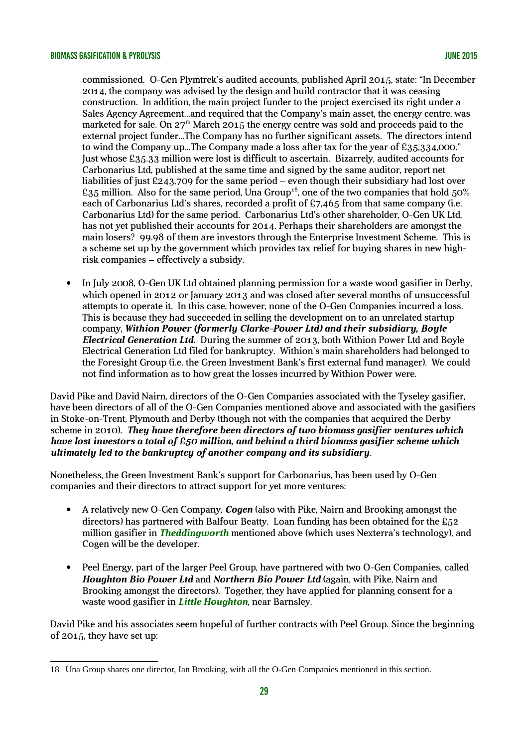commissioned. O-Gen Plymtrek's audited accounts, published April 2015, state: "In December 2014, the company was advised by the design and build contractor that it was ceasing construction. In addition, the main project funder to the project exercised its right under a Sales Agency Agreement...and required that the Company's main asset, the energy centre, was marketed for sale. On 27th March 2015 the energy centre was sold and proceeds paid to the external project funder...The Company has no further significant assets. The directors intend to wind the Company up...The Company made a loss after tax for the year of £35,334,000." Just whose £35.33 million were lost is difficult to ascertain. Bizarrely, audited accounts for Carbonarius Ltd, published at the same time and signed by the same auditor, report net liabilities of just £243,709 for the same period – even though their subsidiary had lost over £35 million. Also for the same period, Una Group[18], one of the two companies that hold 50% each of Carbonarius Ltd's shares, recorded a profit of £7,465 from that same company (i.e. Carbonarius Ltd) for the same period. Carbonarius Ltd's other shareholder, O-Gen UK Ltd, has not yet published their accounts for 2014. Perhaps their shareholders are amongst the main losers? 99.98 of them are investors through the Enterprise Investment Scheme. This is a scheme set up by the government which provides tax relief for buying shares in new high-risk companies – effectively a subsidy.

- In July 2008, O-Gen UK Ltd obtained planning permission for a waste wood gasifier in Derby, which opened in 2012 or January 2013 and was closed after several months of unsuccessful attempts to operate it. In this case, however, none of the O-Gen Companies incurred a loss. This is because they had succeeded in selling the development on to an unrelated startup company, ***Withion Power (formerly Clarke-Power Ltd) and their subsidiary, Boyle Electrical Generation Ltd.*** During the summer of 2013, both Withion Power Ltd and Boyle Electrical Generation Ltd filed for bankruptcy. Withion's main shareholders had belonged to the Foresight Group (i.e. the Green Investment Bank's first external fund manager). We could not find information as to how great the losses incurred by Withion Power were.

David Pike and David Nairn, directors of the O-Gen Companies associated with the Tyseley gasifier, have been directors of all of the O-Gen Companies mentioned above and associated with the gasifiers in Stoke-on-Trent, Plymouth and Derby (though not with the companies that acquired the Derby scheme in 2010). ***They have therefore been directors of two biomass gasifier ventures which have lost investors a total of £50 million, and behind a third biomass gasifier scheme which ultimately led to the bankruptcy of another company and its subsidiary***.

Nonetheless, the Green Investment Bank's support for Carbonarius, has been used by O-Gen companies and their directors to attract support for yet more ventures:

- A relatively new O-Gen Company, ***Cogen*** (also with Pike, Nairn and Brooking amongst the directors) has partnered with Balfour Beatty. Loan funding has been obtained for the £52 million gasifier in ***Theddingworth*** mentioned above (which uses Nexterra's technology), and Cogen will be the developer.
- Peel Energy, part of the larger Peel Group, have partnered with two O-Gen Companies, called ***Houghton Bio Power Ltd*** and ***Northern Bio Power Ltd*** (again, with Pike, Nairn and Brooking amongst the directors). Together, they have applied for planning consent for a waste wood gasifier in ***Little Houghton***, near Barnsley.

David Pike and his associates seem hopeful of further contracts with Peel Group. Since the beginning of 2015, they have set up:

---

18 Una Group shares one director, Ian Brooking, with all the O-Gen Companies mentioned in this section.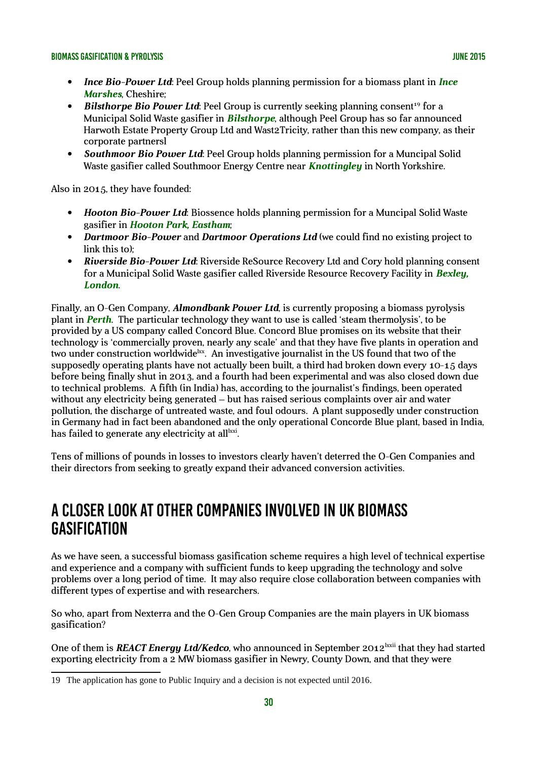- ***Ince Bio-Power Ltd***: Peel Group holds planning permission for a biomass plant in ***Ince Marshes***, Cheshire;
- ***Bilsthorpe Bio Power Ltd***: Peel Group is currently seeking planning consent[19] for a Municipal Solid Waste gasifier in ***Bilsthorpe***, although Peel Group has so far announced Harwoth Estate Property Group Ltd and Wast2Tricity, rather than this new company, as their corporate partnersl
- ***Southmoor Bio Power Ltd***: Peel Group holds planning permission for a Muncipal Solid Waste gasifier called Southmoor Energy Centre near ***Knottingley*** in North Yorkshire.

Also in 2015, they have founded:

- ***Hooton Bio-Power Ltd***: Biossence holds planning permission for a Muncipal Solid Waste gasifier in ***Hooton Park, Eastham***;
- ***Dartmoor Bio-Power*** and ***Dartmoor Operations Ltd*** (we could find no existing project to link this to);
- ***Riverside Bio-Power Ltd***: Riverside ReSource Recovery Ltd and Cory hold planning consent for a Municipal Solid Waste gasifier called Riverside Resource Recovery Facility in ***Bexley, London***.

Finally, an O-Gen Company, ***Almondbank Power Ltd***, is currently proposing a biomass pyrolysis plant in ***Perth***. The particular technology they want to use is called 'steam thermolysis', to be provided by a US company called Concord Blue. Concord Blue promises on its website that their technology is 'commercially proven, nearly any scale' and that they have five plants in operation and two under construction worldwide[lxx]. An investigative journalist in the US found that two of the supposedly operating plants have not actually been built, a third had broken down every 10-15 days before being finally shut in 2013, and a fourth had been experimental and was also closed down due to technical problems. A fifth (in India) has, according to the journalist's findings, been operated without any electricity being generated – but has raised serious complaints over air and water pollution, the discharge of untreated waste, and foul odours. A plant supposedly under construction in Germany had in fact been abandoned and the only operational Concorde Blue plant, based in India, has failed to generate any electricity at all[lxxi].

Tens of millions of pounds in losses to investors clearly haven't deterred the O-Gen Companies and their directors from seeking to greatly expand their advanced conversion activities.

## A CLOSER LOOK AT OTHER COMPANIES INVOLVED IN UK BIOMASS GASIFICATION

As we have seen, a successful biomass gasification scheme requires a high level of technical expertise and experience and a company with sufficient funds to keep upgrading the technology and solve problems over a long period of time. It may also require close collaboration between companies with different types of expertise and with researchers.

So who, apart from Nexterra and the O-Gen Group Companies are the main players in UK biomass gasification?

One of them is ***REACT Energy Ltd/Kedco***, who announced in September 2012[lxxii] that they had started exporting electricity from a 2 MW biomass gasifier in Newry, County Down, and that they were

19 The application has gone to Public Inquiry and a decision is not expected until 2016.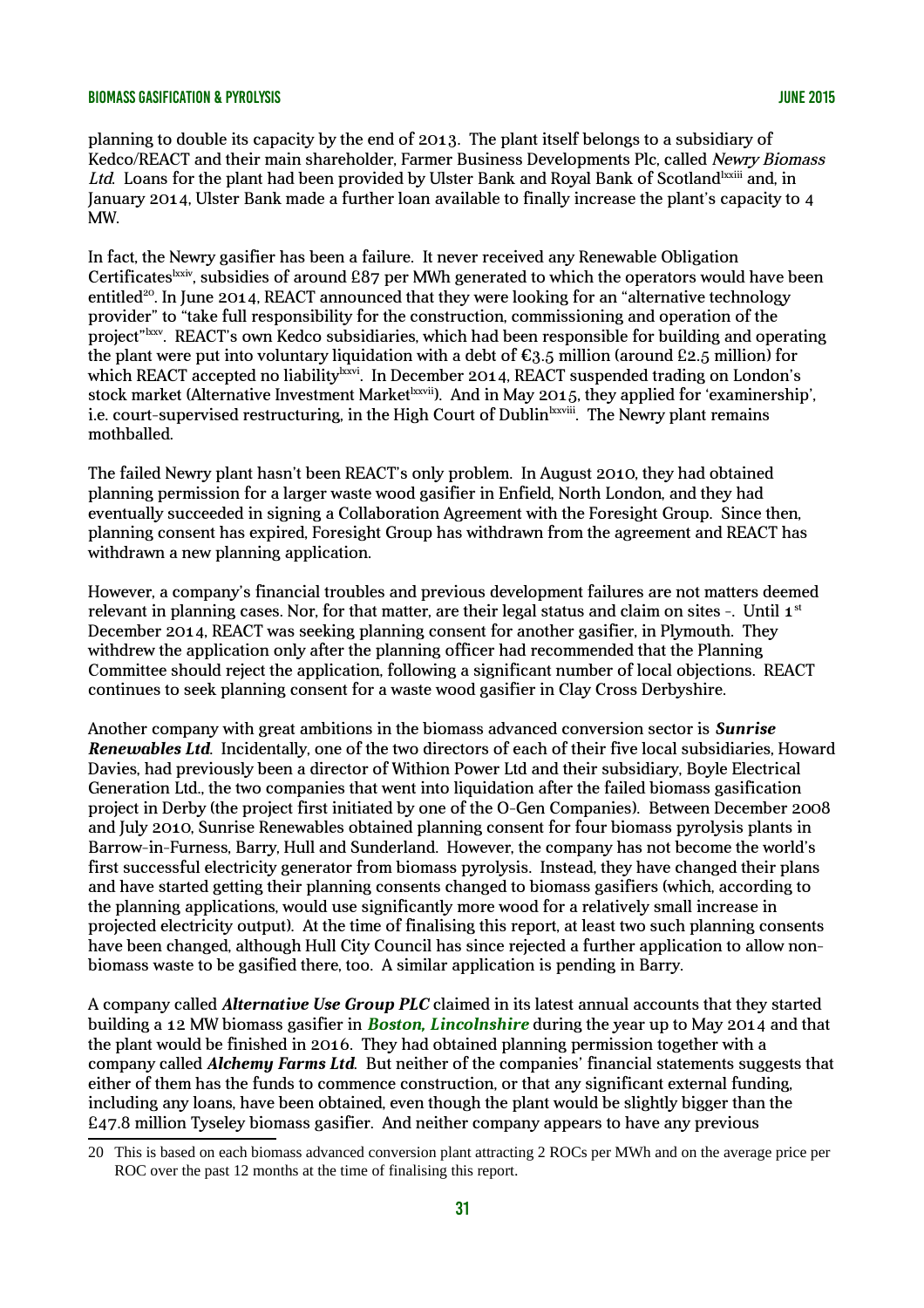planning to double its capacity by the end of 2013. The plant itself belongs to a subsidiary of Kedco/REACT and their main shareholder, Farmer Business Developments Plc, called *Newry Biomass Ltd*. Loans for the plant had been provided by Ulster Bank and Royal Bank of Scotland[lxxiii] and, in January 2014, Ulster Bank made a further loan available to finally increase the plant's capacity to 4 MW.

In fact, the Newry gasifier has been a failure. It never received any Renewable Obligation Certificates[lxxiv], subsidies of around £87 per MWh generated to which the operators would have been entitled[20]. In June 2014, REACT announced that they were looking for an "alternative technology provider" to "take full responsibility for the construction, commissioning and operation of the project"[lxxv]. REACT's own Kedco subsidiaries, which had been responsible for building and operating the plant were put into voluntary liquidation with a debt of €3.5 million (around £2.5 million) for which REACT accepted no liability[lxxvi]. In December 2014, REACT suspended trading on London's stock market (Alternative Investment Market[lxxvii]). And in May 2015, they applied for 'examinership', i.e. court-supervised restructuring, in the High Court of Dublin[lxxviii]. The Newry plant remains mothballed.

The failed Newry plant hasn't been REACT's only problem. In August 2010, they had obtained planning permission for a larger waste wood gasifier in Enfield, North London, and they had eventually succeeded in signing a Collaboration Agreement with the Foresight Group. Since then, planning consent has expired, Foresight Group has withdrawn from the agreement and REACT has withdrawn a new planning application.

However, a company's financial troubles and previous development failures are not matters deemed relevant in planning cases. Nor, for that matter, are their legal status and claim on sites –. Until 1st December 2014, REACT was seeking planning consent for another gasifier, in Plymouth. They withdrew the application only after the planning officer had recommended that the Planning Committee should reject the application, following a significant number of local objections. REACT continues to seek planning consent for a waste wood gasifier in Clay Cross Derbyshire.

Another company with great ambitions in the biomass advanced conversion sector is ***Sunrise Renewables Ltd***. Incidentally, one of the two directors of each of their five local subsidiaries, Howard Davies, had previously been a director of Withion Power Ltd and their subsidiary, Boyle Electrical Generation Ltd., the two companies that went into liquidation after the failed biomass gasification project in Derby (the project first initiated by one of the O-Gen Companies). Between December 2008 and July 2010, Sunrise Renewables obtained planning consent for four biomass pyrolysis plants in Barrow-in-Furness, Barry, Hull and Sunderland. However, the company has not become the world's first successful electricity generator from biomass pyrolysis. Instead, they have changed their plans and have started getting their planning consents changed to biomass gasifiers (which, according to the planning applications, would use significantly more wood for a relatively small increase in projected electricity output). At the time of finalising this report, at least two such planning consents have been changed, although Hull City Council has since rejected a further application to allow non-biomass waste to be gasified there, too. A similar application is pending in Barry.

A company called ***Alternative Use Group PLC*** claimed in its latest annual accounts that they started building a 12 MW biomass gasifier in ***Boston, Lincolnshire*** during the year up to May 2014 and that the plant would be finished in 2016. They had obtained planning permission together with a company called ***Alchemy Farms Ltd***. But neither of the companies' financial statements suggests that either of them has the funds to commence construction, or that any significant external funding, including any loans, have been obtained, even though the plant would be slightly bigger than the £47.8 million Tyseley biomass gasifier. And neither company appears to have any previous

---

20 This is based on each biomass advanced conversion plant attracting 2 ROCs per MWh and on the average price per ROC over the past 12 months at the time of finalising this report.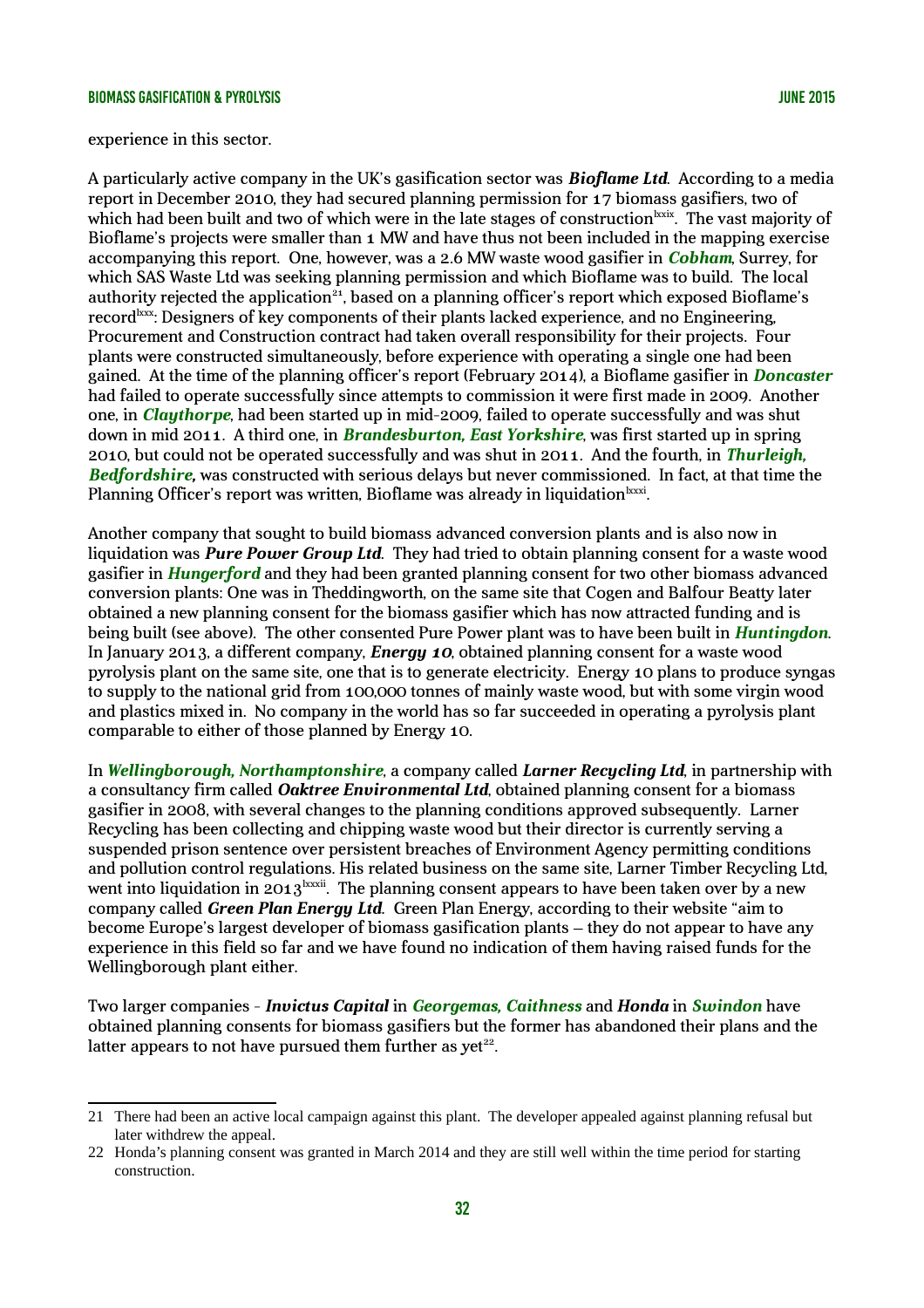experience in this sector.

A particularly active company in the UK's gasification sector was ***Bioflame Ltd***. According to a media report in December 2010, they had secured planning permission for 17 biomass gasifiers, two of which had been built and two of which were in the late stages of construction[lxxix]. The vast majority of Bioflame's projects were smaller than 1 MW and have thus not been included in the mapping exercise accompanying this report. One, however, was a 2.6 MW waste wood gasifier in ***Cobham***, Surrey, for which SAS Waste Ltd was seeking planning permission and which Bioflame was to build. The local authority rejected the application[21], based on a planning officer's report which exposed Bioflame's record[lxxx]: Designers of key components of their plants lacked experience, and no Engineering, Procurement and Construction contract had taken overall responsibility for their projects. Four plants were constructed simultaneously, before experience with operating a single one had been gained. At the time of the planning officer's report (February 2014), a Bioflame gasifier in ***Doncaster*** had failed to operate successfully since attempts to commission it were first made in 2009. Another one, in ***Claythorpe***, had been started up in mid-2009, failed to operate successfully and was shut down in mid 2011. A third one, in ***Brandesburton, East Yorkshire***, was first started up in spring 2010, but could not be operated successfully and was shut in 2011. And the fourth, in ***Thurleigh, Bedfordshire,*** was constructed with serious delays but never commissioned. In fact, at that time the Planning Officer's report was written, Bioflame was already in liquidation[lxxxi].

Another company that sought to build biomass advanced conversion plants and is also now in liquidation was ***Pure Power Group Ltd***. They had tried to obtain planning consent for a waste wood gasifier in ***Hungerford*** and they had been granted planning consent for two other biomass advanced conversion plants: One was in Theddingworth, on the same site that Cogen and Balfour Beatty later obtained a new planning consent for the biomass gasifier which has now attracted funding and is being built (see above). The other consented Pure Power plant was to have been built in ***Huntingdon***. In January 2013, a different company, ***Energy 10***, obtained planning consent for a waste wood pyrolysis plant on the same site, one that is to generate electricity. Energy 10 plans to produce syngas to supply to the national grid from 100,000 tonnes of mainly waste wood, but with some virgin wood and plastics mixed in. No company in the world has so far succeeded in operating a pyrolysis plant comparable to either of those planned by Energy 10.

In ***Wellingborough, Northamptonshire***, a company called ***Larner Recycling Ltd***, in partnership with a consultancy firm called ***Oaktree Environmental Ltd***, obtained planning consent for a biomass gasifier in 2008, with several changes to the planning conditions approved subsequently. Larner Recycling has been collecting and chipping waste wood but their director is currently serving a suspended prison sentence over persistent breaches of Environment Agency permitting conditions and pollution control regulations. His related business on the same site, Larner Timber Recycling Ltd, went into liquidation in 2013[lxxxii]. The planning consent appears to have been taken over by a new company called ***Green Plan Energy Ltd***. Green Plan Energy, according to their website "aim to become Europe's largest developer of biomass gasification plants – they do not appear to have any experience in this field so far and we have found no indication of them having raised funds for the Wellingborough plant either.

Two larger companies - ***Invictus Capital*** in ***Georgemas, Caithness*** and ***Honda*** in ***Swindon*** have obtained planning consents for biomass gasifiers but the former has abandoned their plans and the latter appears to not have pursued them further as yet[22].

---

21 There had been an active local campaign against this plant. The developer appealed against planning refusal but later withdrew the appeal.

22 Honda's planning consent was granted in March 2014 and they are still well within the time period for starting construction.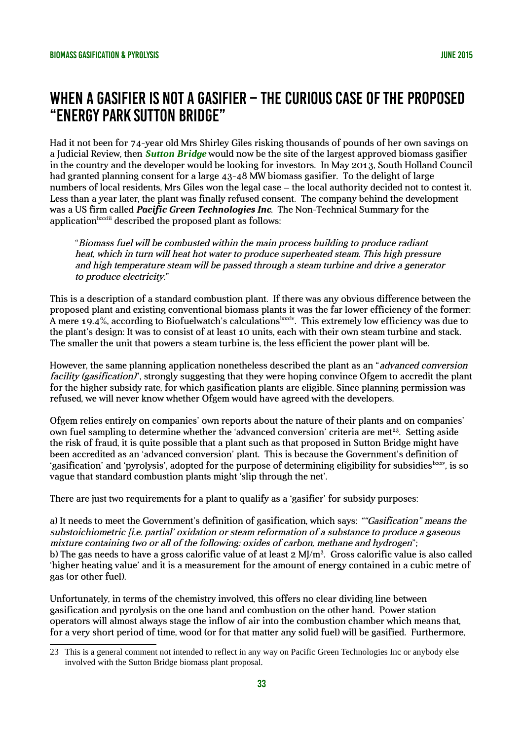# WHEN A GASIFIER IS NOT A GASIFIER – THE CURIOUS CASE OF THE PROPOSED "ENERGY PARK SUTTON BRIDGE"

Had it not been for 74-year old Mrs Shirley Giles risking thousands of pounds of her own savings on a Judicial Review, then ***Sutton Bridge*** would now be the site of the largest approved biomass gasifier in the country and the developer would be looking for investors. In May 2013, South Holland Council had granted planning consent for a large 43-48 MW biomass gasifier. To the delight of large numbers of local residents, Mrs Giles won the legal case – the local authority decided not to contest it. Less than a year later, the plant was finally refused consent. The company behind the development was a US firm called ***Pacific Green Technologies Inc***. The Non-Technical Summary for the application[lxxxiii] described the proposed plant as follows:

> "*Biomass fuel will be combusted within the main process building to produce radiant heat, which in turn will heat hot water to produce superheated steam. This high pressure and high temperature steam will be passed through a steam turbine and drive a generator to produce electricity.*"

This is a description of a standard combustion plant. If there was any obvious difference between the proposed plant and existing conventional biomass plants it was the far lower efficiency of the former: A mere 19.4%, according to Biofuelwatch's calculations[lxxxiv]. This extremely low efficiency was due to the plant's design: It was to consist of at least 10 units, each with their own steam turbine and stack. The smaller the unit that powers a steam turbine is, the less efficient the power plant will be.

However, the same planning application nonetheless described the plant as an "*advanced conversion facility (gasification)*", strongly suggesting that they were hoping convince Ofgem to accredit the plant for the higher subsidy rate, for which gasification plants are eligible. Since planning permission was refused, we will never know whether Ofgem would have agreed with the developers.

Ofgem relies entirely on companies' own reports about the nature of their plants and on companies' own fuel sampling to determine whether the 'advanced conversion' criteria are met[23]. Setting aside the risk of fraud, it is quite possible that a plant such as that proposed in Sutton Bridge might have been accredited as an 'advanced conversion' plant. This is because the Government's definition of 'gasification' and 'pyrolysis', adopted for the purpose of determining eligibility for subsidies[lxxxv], is so vague that standard combustion plants might 'slip through the net'.

There are just two requirements for a plant to qualify as a 'gasifier' for subsidy purposes:

a) It needs to meet the Government's definition of gasification, which says: *""Gasification" means the substoichiometric [i.e. partial' oxidation or steam reformation of a substance to produce a gaseous mixture containing two or all of the following: oxides of carbon, methane and hydrogen*";
b) The gas needs to have a gross calorific value of at least 2 MJ/m³. Gross calorific value is also called 'higher heating value' and it is a measurement for the amount of energy contained in a cubic metre of gas (or other fuel).

Unfortunately, in terms of the chemistry involved, this offers no clear dividing line between gasification and pyrolysis on the one hand and combustion on the other hand. Power station operators will almost always stage the inflow of air into the combustion chamber which means that, for a very short period of time, wood (or for that matter any solid fuel) will be gasified. Furthermore,

---

23 This is a general comment not intended to reflect in any way on Pacific Green Technologies Inc or anybody else involved with the Sutton Bridge biomass plant proposal.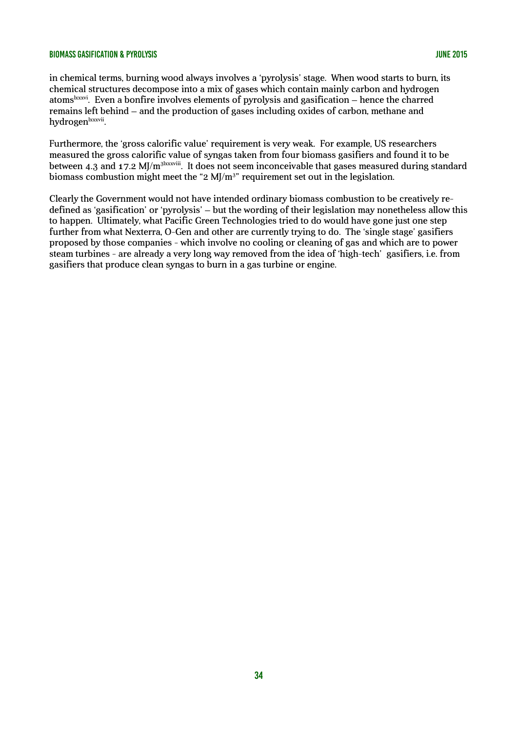in chemical terms, burning wood always involves a 'pyrolysis' stage. When wood starts to burn, its chemical structures decompose into a mix of gases which contain mainly carbon and hydrogen atoms[lxxxvi]. Even a bonfire involves elements of pyrolysis and gasification – hence the charred remains left behind – and the production of gases including oxides of carbon, methane and hydrogen[lxxxvii].

Furthermore, the 'gross calorific value' requirement is very weak. For example, US researchers measured the gross calorific value of syngas taken from four biomass gasifiers and found it to be between 4.3 and 17.2 MJ/$m^3$[lxxxviii]. It does not seem inconceivable that gases measured during standard biomass combustion might meet the "2 MJ/$m^3$" requirement set out in the legislation.

Clearly the Government would not have intended ordinary biomass combustion to be creatively re-defined as 'gasification' or 'pyrolysis' – but the wording of their legislation may nonetheless allow this to happen. Ultimately, what Pacific Green Technologies tried to do would have gone just one step further from what Nexterra, O-Gen and other are currently trying to do. The 'single stage' gasifiers proposed by those companies - which involve no cooling or cleaning of gas and which are to power steam turbines - are already a very long way removed from the idea of 'high-tech' gasifiers, i.e. from gasifiers that produce clean syngas to burn in a gas turbine or engine.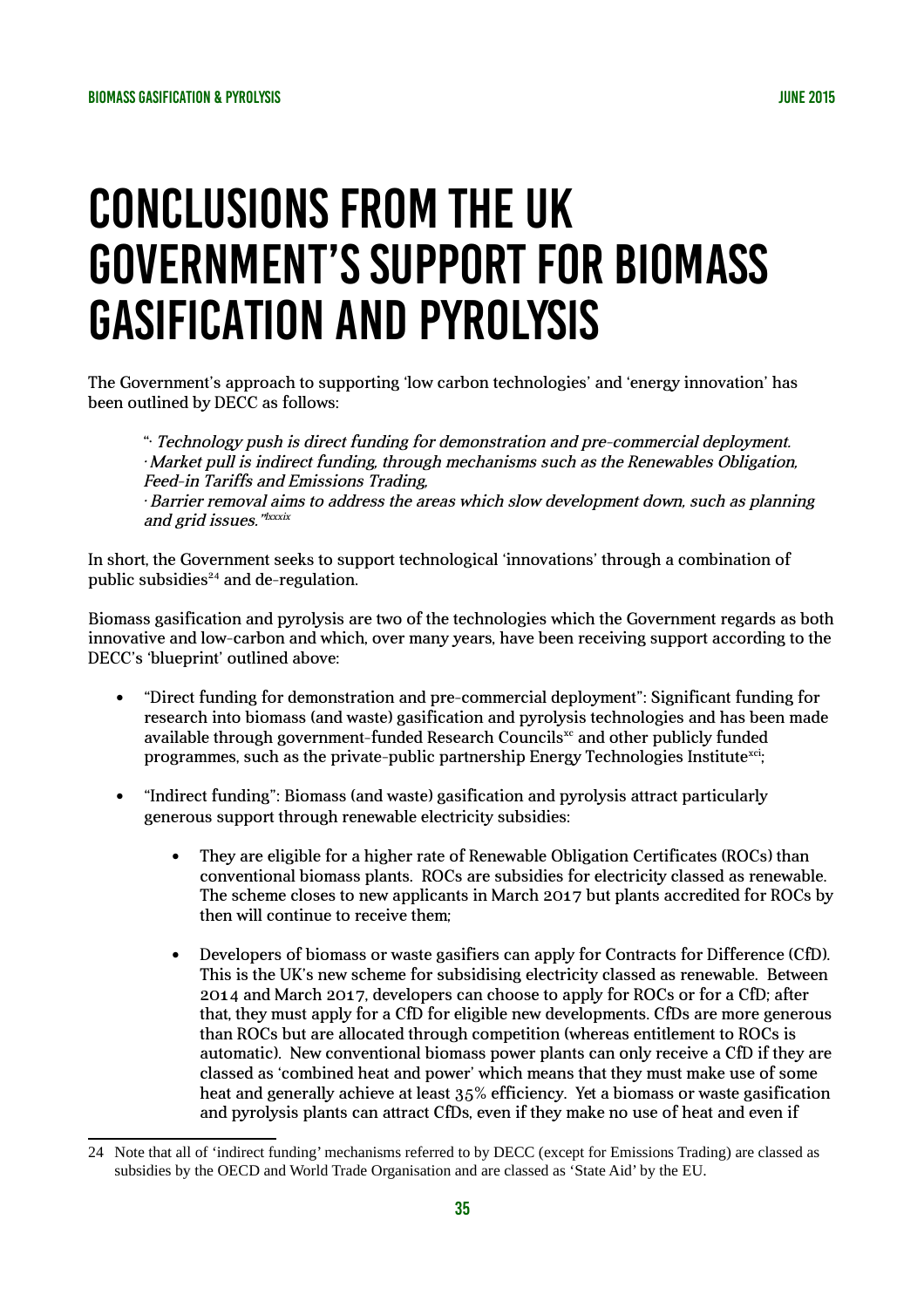# CONCLUSIONS FROM THE UK GOVERNMENT'S SUPPORT FOR BIOMASS GASIFICATION AND PYROLYSIS

The Government's approach to supporting 'low carbon technologies' and 'energy innovation' has been outlined by DECC as follows:

> "· *Technology push is direct funding for demonstration and pre-commercial deployment.*
> · *Market pull is indirect funding, through mechanisms such as the Renewables Obligation, Feed-in Tariffs and Emissions Trading,*
> · *Barrier removal aims to address the areas which slow development down, such as planning and grid issues."*[lxxxix]

In short, the Government seeks to support technological 'innovations' through a combination of public subsidies[24] and de-regulation.

Biomass gasification and pyrolysis are two of the technologies which the Government regards as both innovative and low-carbon and which, over many years, have been receiving support according to the DECC's 'blueprint' outlined above:

- "Direct funding for demonstration and pre-commercial deployment": Significant funding for research into biomass (and waste) gasification and pyrolysis technologies and has been made available through government-funded Research Councils[xc] and other publicly funded programmes, such as the private-public partnership Energy Technologies Institute[xci];

- "Indirect funding": Biomass (and waste) gasification and pyrolysis attract particularly generous support through renewable electricity subsidies:

    - They are eligible for a higher rate of Renewable Obligation Certificates (ROCs) than conventional biomass plants. ROCs are subsidies for electricity classed as renewable. The scheme closes to new applicants in March 2017 but plants accredited for ROCs by then will continue to receive them;

    - Developers of biomass or waste gasifiers can apply for Contracts for Difference (CfD). This is the UK's new scheme for subsidising electricity classed as renewable. Between 2014 and March 2017, developers can choose to apply for ROCs or for a CfD; after that, they must apply for a CfD for eligible new developments. CfDs are more generous than ROCs but are allocated through competition (whereas entitlement to ROCs is automatic). New conventional biomass power plants can only receive a CfD if they are classed as 'combined heat and power' which means that they must make use of some heat and generally achieve at least 35% efficiency. Yet a biomass or waste gasification and pyrolysis plants can attract CfDs, even if they make no use of heat and even if

---

24 Note that all of 'indirect funding' mechanisms referred to by DECC (except for Emissions Trading) are classed as subsidies by the OECD and World Trade Organisation and are classed as 'State Aid' by the EU.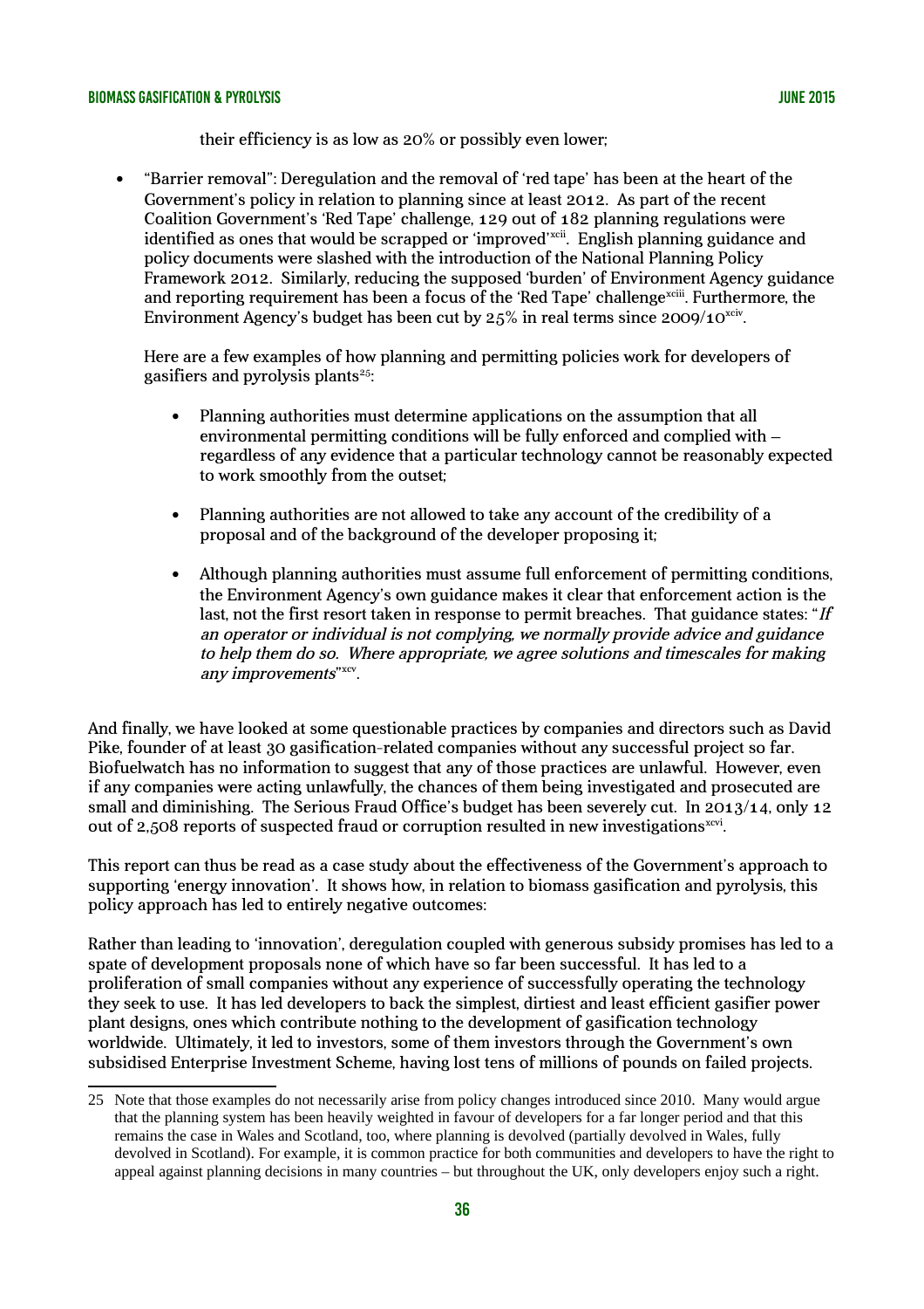their efficiency is as low as 20% or possibly even lower;

- "Barrier removal": Deregulation and the removal of 'red tape' has been at the heart of the Government's policy in relation to planning since at least 2012. As part of the recent Coalition Government's 'Red Tape' challenge, 129 out of 182 planning regulations were identified as ones that would be scrapped or 'improved'[xcii]. English planning guidance and policy documents were slashed with the introduction of the National Planning Policy Framework 2012. Similarly, reducing the supposed 'burden' of Environment Agency guidance and reporting requirement has been a focus of the 'Red Tape' challenge[xciii]. Furthermore, the Environment Agency's budget has been cut by 25% in real terms since 2009/10[xciv].

  Here are a few examples of how planning and permitting policies work for developers of gasifiers and pyrolysis plants[25]:

  - Planning authorities must determine applications on the assumption that all environmental permitting conditions will be fully enforced and complied with – regardless of any evidence that a particular technology cannot be reasonably expected to work smoothly from the outset;

  - Planning authorities are not allowed to take any account of the credibility of a proposal and of the background of the developer proposing it;

  - Although planning authorities must assume full enforcement of permitting conditions, the Environment Agency's own guidance makes it clear that enforcement action is the last, not the first resort taken in response to permit breaches. That guidance states: "*If an operator or individual is not complying, we normally provide advice and guidance to help them do so. Where appropriate, we agree solutions and timescales for making any improvements*"[xcv].

And finally, we have looked at some questionable practices by companies and directors such as David Pike, founder of at least 30 gasification-related companies without any successful project so far. Biofuelwatch has no information to suggest that any of those practices are unlawful. However, even if any companies were acting unlawfully, the chances of them being investigated and prosecuted are small and diminishing. The Serious Fraud Office's budget has been severely cut. In 2013/14, only 12 out of 2,508 reports of suspected fraud or corruption resulted in new investigations[xcvi].

This report can thus be read as a case study about the effectiveness of the Government's approach to supporting 'energy innovation'. It shows how, in relation to biomass gasification and pyrolysis, this policy approach has led to entirely negative outcomes:

Rather than leading to 'innovation', deregulation coupled with generous subsidy promises has led to a spate of development proposals none of which have so far been successful. It has led to a proliferation of small companies without any experience of successfully operating the technology they seek to use. It has led developers to back the simplest, dirtiest and least efficient gasifier power plant designs, ones which contribute nothing to the development of gasification technology worldwide. Ultimately, it led to investors, some of them investors through the Government's own subsidised Enterprise Investment Scheme, having lost tens of millions of pounds on failed projects.

---

25 Note that those examples do not necessarily arise from policy changes introduced since 2010. Many would argue that the planning system has been heavily weighted in favour of developers for a far longer period and that this remains the case in Wales and Scotland, too, where planning is devolved (partially devolved in Wales, fully devolved in Scotland). For example, it is common practice for both communities and developers to have the right to appeal against planning decisions in many countries – but throughout the UK, only developers enjoy such a right.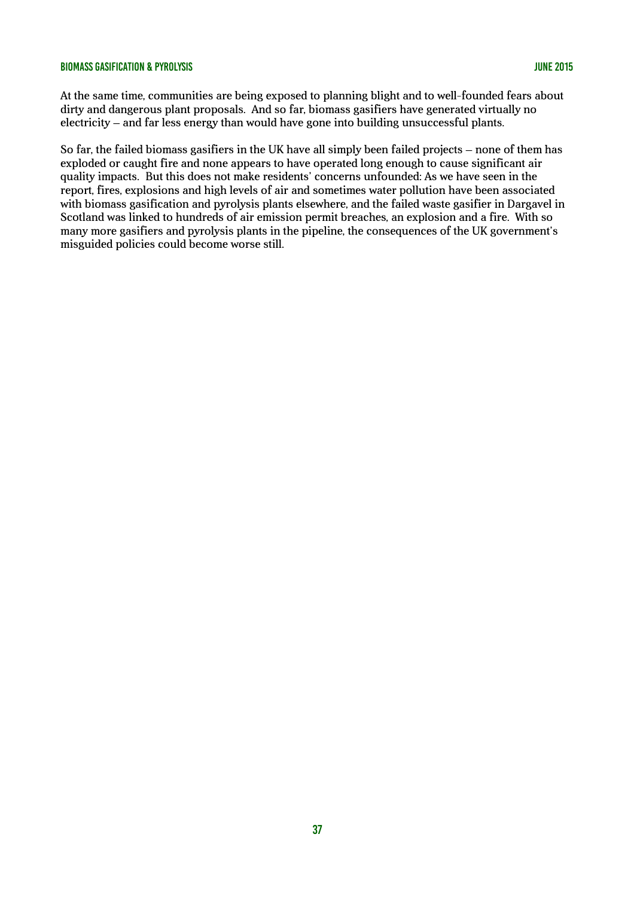At the same time, communities are being exposed to planning blight and to well-founded fears about dirty and dangerous plant proposals. And so far, biomass gasifiers have generated virtually no electricity – and far less energy than would have gone into building unsuccessful plants.

So far, the failed biomass gasifiers in the UK have all simply been failed projects – none of them has exploded or caught fire and none appears to have operated long enough to cause significant air quality impacts. But this does not make residents' concerns unfounded: As we have seen in the report, fires, explosions and high levels of air and sometimes water pollution have been associated with biomass gasification and pyrolysis plants elsewhere, and the failed waste gasifier in Dargavel in Scotland was linked to hundreds of air emission permit breaches, an explosion and a fire. With so many more gasifiers and pyrolysis plants in the pipeline, the consequences of the UK government's misguided policies could become worse still.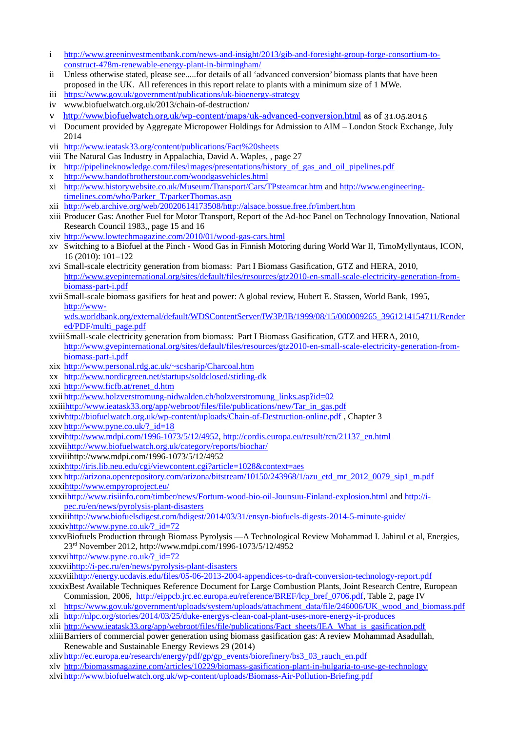i [http://www.greeninvestmentbank.com/news-and-insight/2013/gib-and-foresight-group-forge-consortium-to-construct-478m-renewable-energy-plant-in-birmingham/](http://www.greeninvestmentbank.com/news-and-insight/2013/gib-and-foresight-group-forge-consortium-to-construct-478m-renewable-energy-plant-in-birmingham/)

ii Unless otherwise stated, please see.....for details of all 'advanced conversion' biomass plants that have been proposed in the UK. All references in this report relate to plants with a minimum size of 1 MWe.

iii [https://www.gov.uk/government/publications/uk-bioenergy-strategy](https://www.gov.uk/government/publications/uk-bioenergy-strategy)

iv www.biofuelwatch.org.uk/2013/chain-of-destruction/

v [http://www.biofuelwatch.org.uk/wp-content/maps/uk-advanced-conversion.html](http://www.biofuelwatch.org.uk/wp-content/maps/uk-advanced-conversion.html) as of 31.05.2015

vi Document provided by Aggregate Micropower Holdings for Admission to AIM – London Stock Exchange, July 2014

vii [http://www.ieatask33.org/content/publications/Fact%20sheets](http://www.ieatask33.org/content/publications/Fact%20sheets)

viii The Natural Gas Industry in Appalachia, David A. Waples, , page 27

ix [http://pipelineknowledge.com/files/images/presentations/history_of_gas_and_oil_pipelines.pdf](http://pipelineknowledge.com/files/images/presentations/history_of_gas_and_oil_pipelines.pdf)

x [http://www.bandofbrotherstour.com/woodgasvehicles.html](http://www.bandofbrotherstour.com/woodgasvehicles.html)

xi [http://www.historywebsite.co.uk/Museum/Transport/Cars/TPsteamcar.htm](http://www.historywebsite.co.uk/Museum/Transport/Cars/TPsteamcar.htm) and [http://www.engineering-timelines.com/who/Parker_T/parkerThomas.asp](http://www.engineering-timelines.com/who/Parker_T/parkerThomas.asp)

xii [http://web.archive.org/web/20020614173508/http://alsace.bossue.free.fr/imbert.htm](http://web.archive.org/web/20020614173508/http://alsace.bossue.free.fr/imbert.htm)

xiii Producer Gas: Another Fuel for Motor Transport, Report of the Ad-hoc Panel on Technology Innovation, National Research Council 1983,, page 15 and 16

xiv [http://www.lowtechmagazine.com/2010/01/wood-gas-cars.html](http://www.lowtechmagazine.com/2010/01/wood-gas-cars.html)

xv Switching to a Biofuel at the Pinch - Wood Gas in Finnish Motoring during World War II, TimoMyllyntaus, ICON, 16 (2010): 101–122

xvi Small-scale electricity generation from biomass: Part I Biomass Gasification, GTZ and HERA, 2010, [http://www.gvepinternational.org/sites/default/files/resources/gtz2010-en-small-scale-electricity-generation-from-biomass-part-i.pdf](http://www.gvepinternational.org/sites/default/files/resources/gtz2010-en-small-scale-electricity-generation-from-biomass-part-i.pdf)

xvii Small-scale biomass gasifiers for heat and power: A global review, Hubert E. Stassen, World Bank, 1995, [http://www-wds.worldbank.org/external/default/WDSContentServer/IW3P/IB/1999/08/15/000009265_3961214154711/Rendered/PDF/multi_page.pdf](http://www-wds.worldbank.org/external/default/WDSContentServer/IW3P/IB/1999/08/15/000009265_3961214154711/Rendered/PDF/multi_page.pdf)

xviii Small-scale electricity generation from biomass: Part I Biomass Gasification, GTZ and HERA, 2010, [http://www.gvepinternational.org/sites/default/files/resources/gtz2010-en-small-scale-electricity-generation-from-biomass-part-i.pdf](http://www.gvepinternational.org/sites/default/files/resources/gtz2010-en-small-scale-electricity-generation-from-biomass-part-i.pdf)

xix [http://www.personal.rdg.ac.uk/~scsharip/Charcoal.htm](http://www.personal.rdg.ac.uk/~scsharip/Charcoal.htm)

xx [http://www.nordicgreen.net/startups/soldclosed/stirling-dk](http://www.nordicgreen.net/startups/soldclosed/stirling-dk)

xxi [http://www.ficfb.at/renet_d.htm](http://www.ficfb.at/renet_d.htm)

xxii [http://www.holzverstromung-nidwalden.ch/holzverstromung_links.asp?id=02](http://www.holzverstromung-nidwalden.ch/holzverstromung_links.asp?id=02)

xxiii [http://www.ieatask33.org/app/webroot/files/file/publications/new/Tar_in_gas.pdf](http://www.ieatask33.org/app/webroot/files/file/publications/new/Tar_in_gas.pdf)

xxiv [http://biofuelwatch.org.uk/wp-content/uploads/Chain-of-Destruction-online.pdf](http://biofuelwatch.org.uk/wp-content/uploads/Chain-of-Destruction-online.pdf) , Chapter 3

xxv [http://www.pyne.co.uk/?_id=18](http://www.pyne.co.uk/?_id=18)

xxvi [http://www.mdpi.com/1996-1073/5/12/4952](http://www.mdpi.com/1996-1073/5/12/4952), [http://cordis.europa.eu/result/rcn/21137_en.html](http://cordis.europa.eu/result/rcn/21137_en.html)

xxvii [http://www.biofuelwatch.org.uk/category/reports/biochar/](http://www.biofuelwatch.org.uk/category/reports/biochar/)

xxviii http://www.mdpi.com/1996-1073/5/12/4952

xxix [http://iris.lib.neu.edu/cgi/viewcontent.cgi?article=1028&context=aes](http://iris.lib.neu.edu/cgi/viewcontent.cgi?article=1028&context=aes)

xxx [http://arizona.openrepository.com/arizona/bitstream/10150/243968/1/azu_etd_mr_2012_0079_sip1_m.pdf](http://arizona.openrepository.com/arizona/bitstream/10150/243968/1/azu_etd_mr_2012_0079_sip1_m.pdf)

xxxi [http://www.empyroproject.eu/](http://www.empyroproject.eu/)

xxxii [http://www.risiinfo.com/timber/news/Fortum-wood-bio-oil-Jounsuu-Finland-explosion.html](http://www.risiinfo.com/timber/news/Fortum-wood-bio-oil-Jounsuu-Finland-explosion.html) and [http://i-pec.ru/en/news/pyrolysis-plant-disasters](http://i-pec.ru/en/news/pyrolysis-plant-disasters)

xxxiii [http://www.biofuelsdigest.com/bdigest/2014/03/31/ensyn-biofuels-digests-2014-5-minute-guide/](http://www.biofuelsdigest.com/bdigest/2014/03/31/ensyn-biofuels-digests-2014-5-minute-guide/)

xxxiv [http://www.pyne.co.uk/?_id=72](http://www.pyne.co.uk/?_id=72)

xxxv Biofuels Production through Biomass Pyrolysis —A Technological Review Mohammad I. Jahirul et al, Energies, 23rd November 2012, http://www.mdpi.com/1996-1073/5/12/4952

xxxvi [http://www.pyne.co.uk/?_id=72](http://www.pyne.co.uk/?_id=72)

xxxvii [http://i-pec.ru/en/news/pyrolysis-plant-disasters](http://i-pec.ru/en/news/pyrolysis-plant-disasters)

xxxviii [http://energy.ucdavis.edu/files/05-06-2013-2004-appendices-to-draft-conversion-technology-report.pdf](http://energy.ucdavis.edu/files/05-06-2013-2004-appendices-to-draft-conversion-technology-report.pdf)

xxxix Best Available Techniques Reference Document for Large Combustion Plants, Joint Research Centre, European Commission, 2006, [http://eippcb.jrc.ec.europa.eu/reference/BREF/lcp_bref_0706.pdf](http://eippcb.jrc.ec.europa.eu/reference/BREF/lcp_bref_0706.pdf), Table 2, page IV

xl [https://www.gov.uk/government/uploads/system/uploads/attachment_data/file/246006/UK_wood_and_biomass.pdf](https://www.gov.uk/government/uploads/system/uploads/attachment_data/file/246006/UK_wood_and_biomass.pdf)

xli [http://nlpc.org/stories/2014/03/25/duke-energys-clean-coal-plant-uses-more-energy-it-produces](http://nlpc.org/stories/2014/03/25/duke-energys-clean-coal-plant-uses-more-energy-it-produces)

xlii [http://www.ieatask33.org/app/webroot/files/file/publications/Fact_sheets/IEA_What_is_gasification.pdf](http://www.ieatask33.org/app/webroot/files/file/publications/Fact_sheets/IEA_What_is_gasification.pdf)

xliii Barriers of commercial power generation using biomass gasification gas: A review Mohammad Asadullah, Renewable and Sustainable Energy Reviews 29 (2014)

xliv [http://ec.europa.eu/research/energy/pdf/gp/gp_events/biorefinery/bs3_03_rauch_en.pdf](http://ec.europa.eu/research/energy/pdf/gp/gp_events/biorefinery/bs3_03_rauch_en.pdf)

xlv [http://biomassmagazine.com/articles/10229/biomass-gasification-plant-in-bulgaria-to-use-ge-technology](http://biomassmagazine.com/articles/10229/biomass-gasification-plant-in-bulgaria-to-use-ge-technology)

xlvi [http://www.biofuelwatch.org.uk/wp-content/uploads/Biomass-Air-Pollution-Briefing.pdf](http://www.biofuelwatch.org.uk/wp-content/uploads/Biomass-Air-Pollution-Briefing.pdf)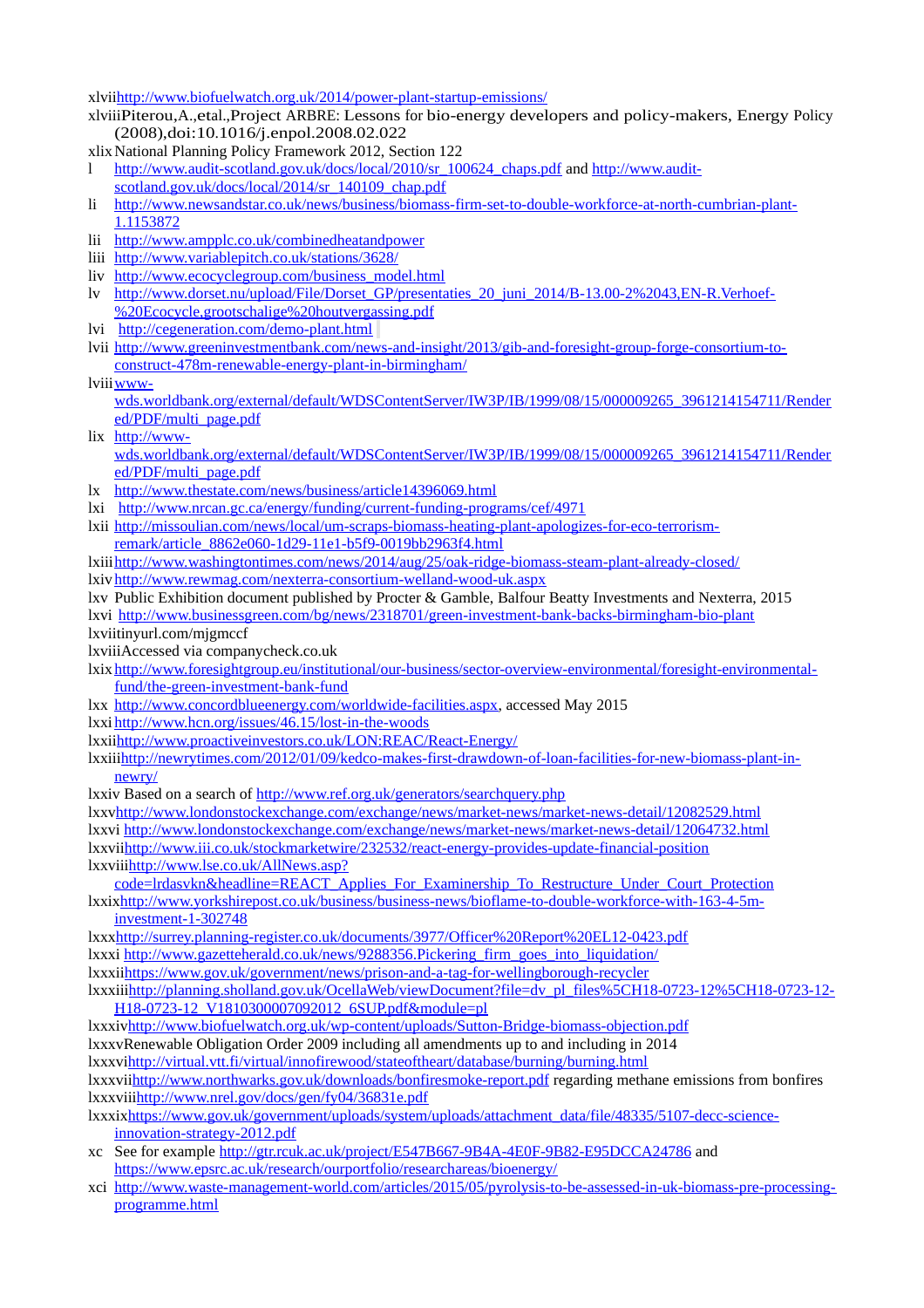xlvii http://www.biofuelwatch.org.uk/2014/power-plant-startup-emissions/

xlviii Piterou,A.,etal.,Project ARBRE: Lessons for bio-energy developers and policy-makers, Energy Policy (2008),doi:10.1016/j.enpol.2008.02.022

xlix National Planning Policy Framework 2012, Section 122

l http://www.audit-scotland.gov.uk/docs/local/2010/sr_100624_chaps.pdf and http://www.audit-scotland.gov.uk/docs/local/2014/sr_140109_chap.pdf

li http://www.newsandstar.co.uk/news/business/biomass-firm-set-to-double-workforce-at-north-cumbrian-plant-1.1153872

lii http://www.ampplc.co.uk/combinedheatandpower

liii http://www.variablepitch.co.uk/stations/3628/

liv http://www.ecocyclegroup.com/business_model.html

lv http://www.dorset.nu/upload/File/Dorset_GP/presentaties_20_juni_2014/B-13.00-2%2043,EN-R.Verhoef-%20Ecocycle,grootschalige%20houtvergassing.pdf

lvi http://cegeneration.com/demo-plant.html

lvii http://www.greeninvestmentbank.com/news-and-insight/2013/gib-and-foresight-group-forge-consortium-to-construct-478m-renewable-energy-plant-in-birmingham/

lviii www-wds.worldbank.org/external/default/WDSContentServer/IW3P/IB/1999/08/15/000009265_3961214154711/Rendered/PDF/multi_page.pdf

lix http://www-wds.worldbank.org/external/default/WDSContentServer/IW3P/IB/1999/08/15/000009265_3961214154711/Rendered/PDF/multi_page.pdf

lx http://www.thestate.com/news/business/article14396069.html

lxi http://www.nrcan.gc.ca/energy/funding/current-funding-programs/cef/4971

lxii http://missoulian.com/news/local/um-scraps-biomass-heating-plant-apologizes-for-eco-terrorism-remark/article_8862e060-1d29-11e1-b5f9-0019bb2963f4.html

lxiii http://www.washingtontimes.com/news/2014/aug/25/oak-ridge-biomass-steam-plant-already-closed/

lxiv http://www.rewmag.com/nexterra-consortium-welland-wood-uk.aspx

lxv Public Exhibition document published by Procter & Gamble, Balfour Beatty Investments and Nexterra, 2015

lxvi http://www.businessgreen.com/bg/news/2318701/green-investment-bank-backs-birmingham-bio-plant

lxvii tinyurl.com/mjgmccf

lxviii Accessed via companycheck.co.uk

lxix http://www.foresightgroup.eu/institutional/our-business/sector-overview-environmental/foresight-environmental-fund/the-green-investment-bank-fund

lxx http://www.concordblueenergy.com/worldwide-facilities.aspx, accessed May 2015

lxxi http://www.hcn.org/issues/46.15/lost-in-the-woods

lxxii http://www.proactiveinvestors.co.uk/LON:REAC/React-Energy/

lxxiii http://newrytimes.com/2012/01/09/kedco-makes-first-drawdown-of-loan-facilities-for-new-biomass-plant-in-newry/

lxxiv Based on a search of http://www.ref.org.uk/generators/searchquery.php

lxxv http://www.londonstockexchange.com/exchange/news/market-news/market-news-detail/12082529.html

lxxvi http://www.londonstockexchange.com/exchange/news/market-news/market-news-detail/12064732.html

lxxvii http://www.iii.co.uk/stockmarketwire/232532/react-energy-provides-update-financial-position

lxxviii http://www.lse.co.uk/AllNews.asp?code=lrdasvkn&headline=REACT_Applies_For_Examinership_To_Restructure_Under_Court_Protection

lxxix http://www.yorkshirepost.co.uk/business/business-news/bioflame-to-double-workforce-with-163-4-5m-investment-1-302748

lxxx http://surrey.planning-register.co.uk/documents/3977/Officer%20Report%20EL12-0423.pdf

lxxxi http://www.gazetteherald.co.uk/news/9288356.Pickering_firm_goes_into_liquidation/

lxxxii https://www.gov.uk/government/news/prison-and-a-tag-for-wellingborough-recycler

lxxxiii http://planning.sholland.gov.uk/OcellaWeb/viewDocument?file=dv_pl_files%5CH18-0723-12%5CH18-0723-12-H18-0723-12_V1810300007092012_6SUP.pdf&module=pl

lxxxiv http://www.biofuelwatch.org.uk/wp-content/uploads/Sutton-Bridge-biomass-objection.pdf

lxxxv Renewable Obligation Order 2009 including all amendments up to and including in 2014

lxxxvi http://virtual.vtt.fi/virtual/innofirewood/stateoftheart/database/burning/burning.html

lxxxvii http://www.northwarks.gov.uk/downloads/bonfiresmoke-report.pdf regarding methane emissions from bonfires

lxxxviii http://www.nrel.gov/docs/gen/fy04/36831e.pdf

lxxxix https://www.gov.uk/government/uploads/system/uploads/attachment_data/file/48335/5107-decc-science-innovation-strategy-2012.pdf

xc See for example http://gtr.rcuk.ac.uk/project/E547B667-9B4A-4E0F-9B82-E95DCCA24786 and https://www.epsrc.ac.uk/research/ourportfolio/researchareas/bioenergy/

xci http://www.waste-management-world.com/articles/2015/05/pyrolysis-to-be-assessed-in-uk-biomass-pre-processing-programme.html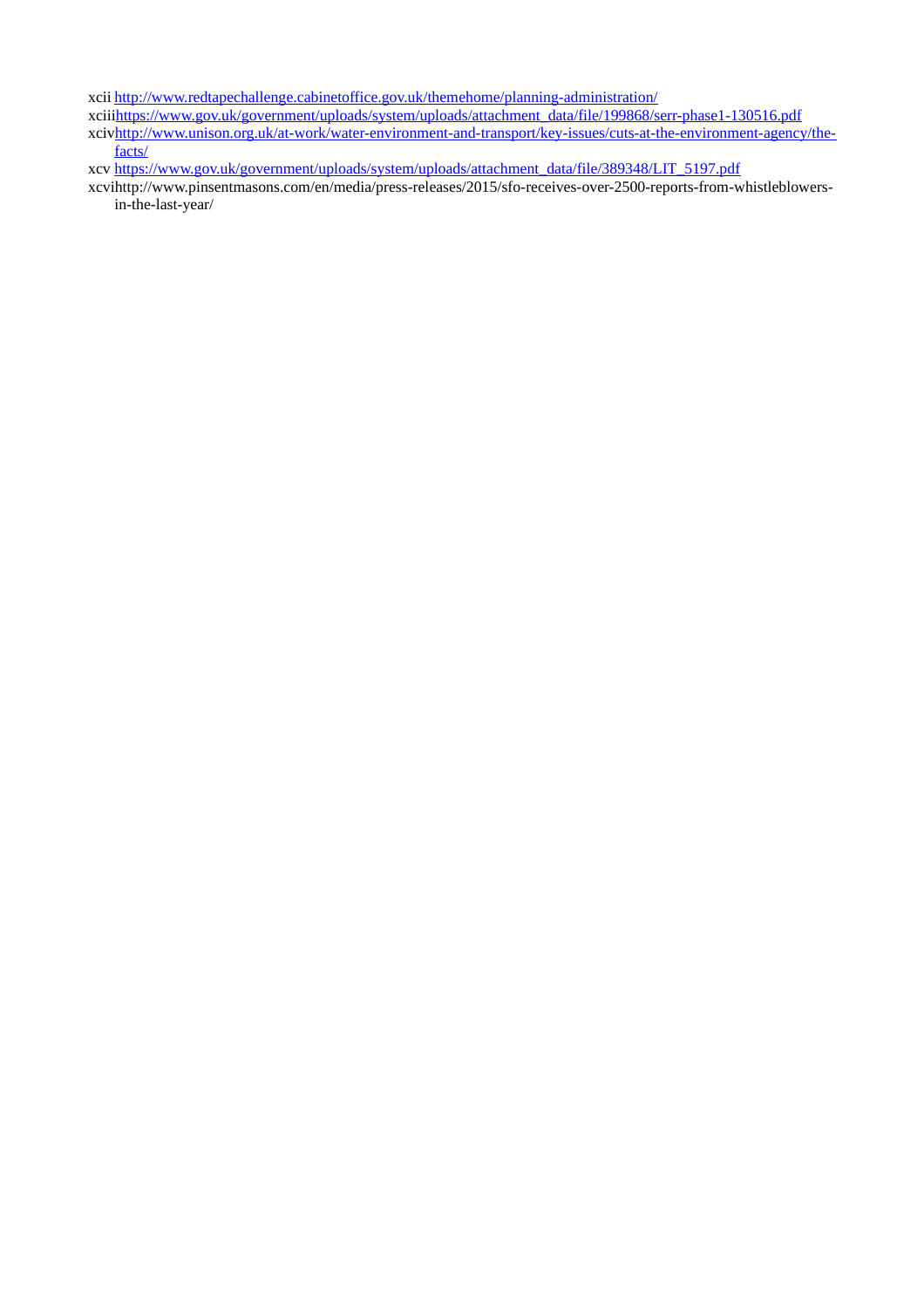xcii http://www.redtapechallenge.cabinetoffice.gov.uk/themehome/planning-administration/

xciii https://www.gov.uk/government/uploads/system/uploads/attachment_data/file/199868/serr-phase1-130516.pdf

xciv http://www.unison.org.uk/at-work/water-environment-and-transport/key-issues/cuts-at-the-environment-agency/the-facts/

xcv https://www.gov.uk/government/uploads/system/uploads/attachment_data/file/389348/LIT_5197.pdf

xcvi http://www.pinsentmasons.com/en/media/press-releases/2015/sfo-receives-over-2500-reports-from-whistleblowers-in-the-last-year/